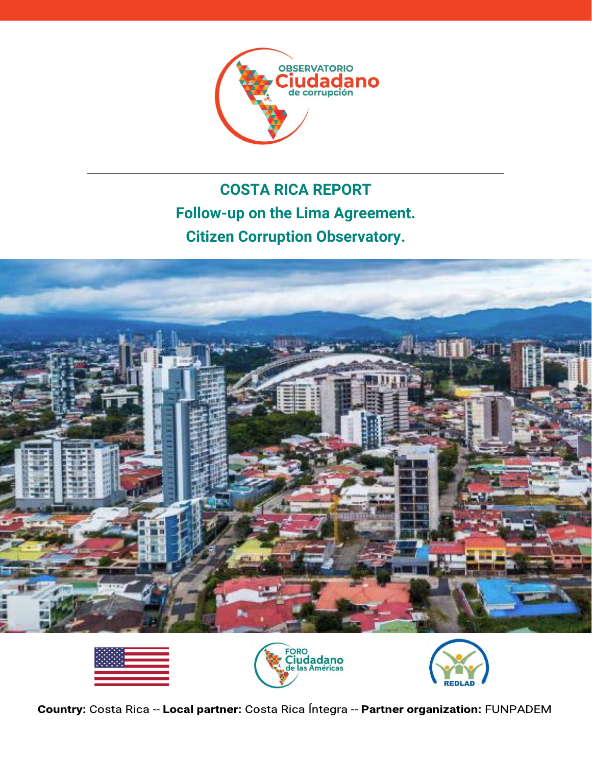OBSERVATORIO Ciudadano de corrupción

# COSTA RICA REPORT

## Follow-up on the Lima Agreement.

## Citizen Corruption Observatory.

FORO Ciudadano de las Américas

REDLAD

**Country:** Costa Rica -- **Local partner:** Costa Rica Íntegra -- **Partner organization:** FUNPADEM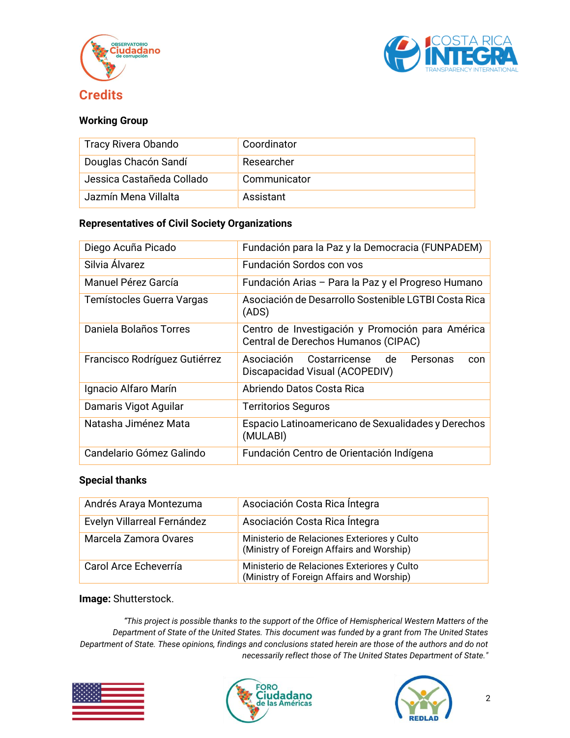## Credits

### Working Group

| | |
|---|---|
| Tracy Rivera Obando | Coordinator |
| Douglas Chacón Sandí | Researcher |
| Jessica Castañeda Collado | Communicator |
| Jazmín Mena Villalta | Assistant |

### Representatives of Civil Society Organizations

| | |
|---|---|
| Diego Acuña Picado | Fundación para la Paz y la Democracia (FUNPADEM) |
| Silvia Álvarez | Fundación Sordos con vos |
| Manuel Pérez García | Fundación Arias – Para la Paz y el Progreso Humano |
| Temístocles Guerra Vargas | Asociación de Desarrollo Sostenible LGTBI Costa Rica (ADS) |
| Daniela Bolaños Torres | Centro de Investigación y Promoción para América Central de Derechos Humanos (CIPAC) |
| Francisco Rodríguez Gutiérrez | Asociación Costarricense de Personas con Discapacidad Visual (ACOPEDIV) |
| Ignacio Alfaro Marín | Abriendo Datos Costa Rica |
| Damaris Vigot Aguilar | Territorios Seguros |
| Natasha Jiménez Mata | Espacio Latinoamericano de Sexualidades y Derechos (MULABI) |
| Candelario Gómez Galindo | Fundación Centro de Orientación Indígena |

### Special thanks

| | |
|---|---|
| Andrés Araya Montezuma | Asociación Costa Rica Íntegra |
| Evelyn Villarreal Fernández | Asociación Costa Rica Íntegra |
| Marcela Zamora Ovares | Ministerio de Relaciones Exteriores y Culto (Ministry of Foreign Affairs and Worship) |
| Carol Arce Echeverría | Ministerio de Relaciones Exteriores y Culto (Ministry of Foreign Affairs and Worship) |

**Image:** Shutterstock.

*"This project is possible thanks to the support of the Office of Hemispherical Western Matters of the Department of State of the United States. This document was funded by a grant from The United States Department of State. These opinions, findings and conclusions stated herein are those of the authors and do not necessarily reflect those of The United States Department of State."*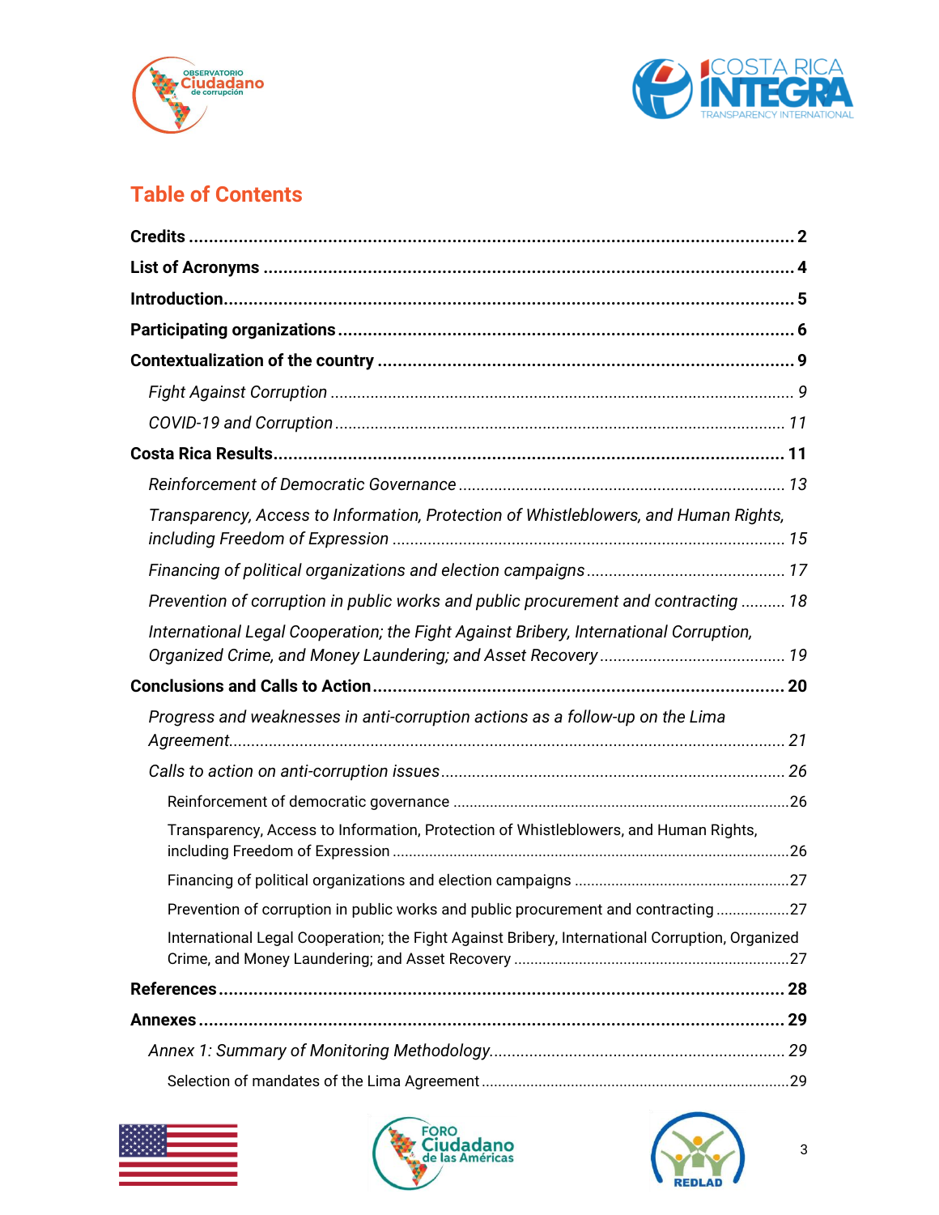# Table of Contents

**Credits** ..... **2**

**List of Acronyms** ..... **4**

**Introduction** ..... **5**

**Participating organizations** ..... **6**

**Contextualization of the country** ..... **9**

- *Fight Against Corruption* ..... *9*
- *COVID-19 and Corruption* ..... *11*

**Costa Rica Results** ..... **11**

- *Reinforcement of Democratic Governance* ..... *13*
- *Transparency, Access to Information, Protection of Whistleblowers, and Human Rights, including Freedom of Expression* ..... *15*
- *Financing of political organizations and election campaigns* ..... *17*
- *Prevention of corruption in public works and public procurement and contracting* ..... *18*
- *International Legal Cooperation; the Fight Against Bribery, International Corruption, Organized Crime, and Money Laundering; and Asset Recovery* ..... *19*

**Conclusions and Calls to Action** ..... **20**

- *Progress and weaknesses in anti-corruption actions as a follow-up on the Lima Agreement* ..... *21*
- *Calls to action on anti-corruption issues* ..... *26*
  - Reinforcement of democratic governance ..... 26
  - Transparency, Access to Information, Protection of Whistleblowers, and Human Rights, including Freedom of Expression ..... 26
  - Financing of political organizations and election campaigns ..... 27
  - Prevention of corruption in public works and public procurement and contracting ..... 27
  - International Legal Cooperation; the Fight Against Bribery, International Corruption, Organized Crime, and Money Laundering; and Asset Recovery ..... 27

**References** ..... **28**

**Annexes** ..... **29**

- *Annex 1: Summary of Monitoring Methodology* ..... *29*
  - Selection of mandates of the Lima Agreement ..... 29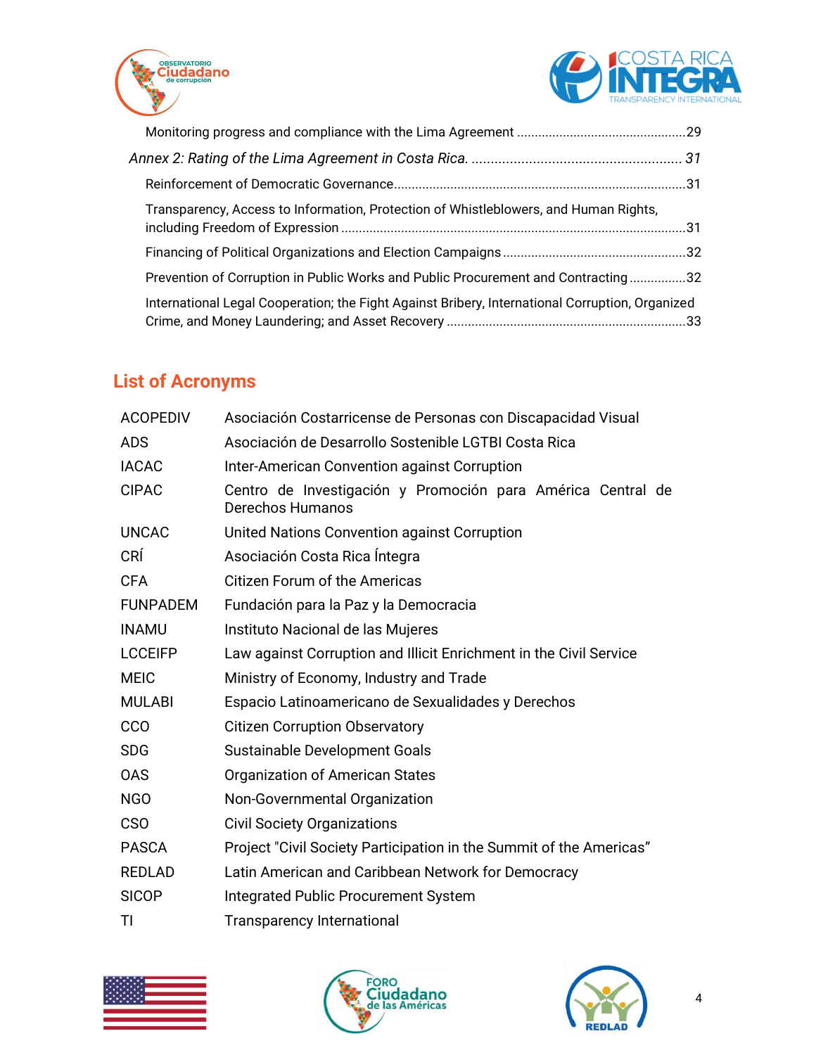Monitoring progress and compliance with the Lima Agreement ............................................... 29

*Annex 2: Rating of the Lima Agreement in Costa Rica.* ....................................................... *31*

Reinforcement of Democratic Governance ................................................................................. 31

Transparency, Access to Information, Protection of Whistleblowers, and Human Rights, including Freedom of Expression ................................................................................................ 31

Financing of Political Organizations and Election Campaigns ................................................... 32

Prevention of Corruption in Public Works and Public Procurement and Contracting ................ 32

International Legal Cooperation; the Fight Against Bribery, International Corruption, Organized Crime, and Money Laundering; and Asset Recovery .................................................................. 33

## List of Acronyms

| | |
|---|---|
| ACOPEDIV | Asociación Costarricense de Personas con Discapacidad Visual |
| ADS | Asociación de Desarrollo Sostenible LGTBI Costa Rica |
| IACAC | Inter-American Convention against Corruption |
| CIPAC | Centro de Investigación y Promoción para América Central de Derechos Humanos |
| UNCAC | United Nations Convention against Corruption |
| CRÍ | Asociación Costa Rica Íntegra |
| CFA | Citizen Forum of the Americas |
| FUNPADEM | Fundación para la Paz y la Democracia |
| INAMU | Instituto Nacional de las Mujeres |
| LCCEIFP | Law against Corruption and Illicit Enrichment in the Civil Service |
| MEIC | Ministry of Economy, Industry and Trade |
| MULABI | Espacio Latinoamericano de Sexualidades y Derechos |
| CCO | Citizen Corruption Observatory |
| SDG | Sustainable Development Goals |
| OAS | Organization of American States |
| NGO | Non-Governmental Organization |
| CSO | Civil Society Organizations |
| PASCA | Project "Civil Society Participation in the Summit of the Americas" |
| REDLAD | Latin American and Caribbean Network for Democracy |
| SICOP | Integrated Public Procurement System |
| TI | Transparency International |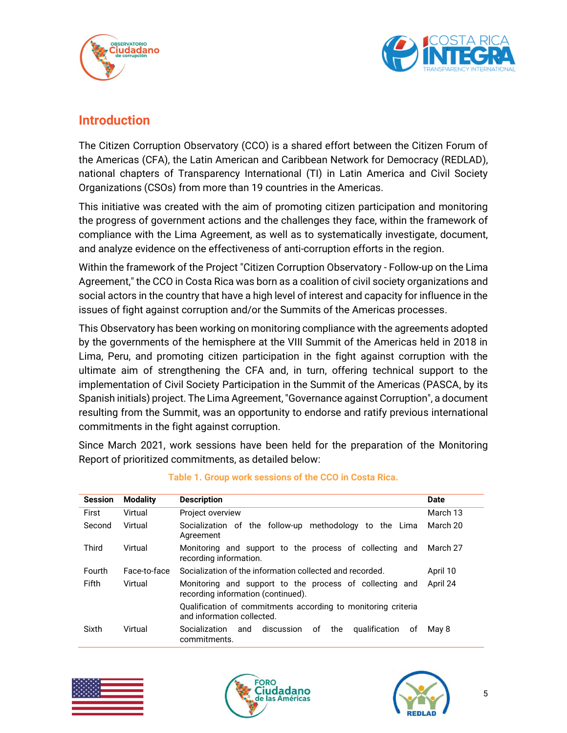## Introduction

The Citizen Corruption Observatory (CCO) is a shared effort between the Citizen Forum of the Americas (CFA), the Latin American and Caribbean Network for Democracy (REDLAD), national chapters of Transparency International (TI) in Latin America and Civil Society Organizations (CSOs) from more than 19 countries in the Americas.

This initiative was created with the aim of promoting citizen participation and monitoring the progress of government actions and the challenges they face, within the framework of compliance with the Lima Agreement, as well as to systematically investigate, document, and analyze evidence on the effectiveness of anti-corruption efforts in the region.

Within the framework of the Project "Citizen Corruption Observatory - Follow-up on the Lima Agreement," the CCO in Costa Rica was born as a coalition of civil society organizations and social actors in the country that have a high level of interest and capacity for influence in the issues of fight against corruption and/or the Summits of the Americas processes.

This Observatory has been working on monitoring compliance with the agreements adopted by the governments of the hemisphere at the VIII Summit of the Americas held in 2018 in Lima, Peru, and promoting citizen participation in the fight against corruption with the ultimate aim of strengthening the CFA and, in turn, offering technical support to the implementation of Civil Society Participation in the Summit of the Americas (PASCA, by its Spanish initials) project. The Lima Agreement, "Governance against Corruption", a document resulting from the Summit, was an opportunity to endorse and ratify previous international commitments in the fight against corruption.

Since March 2021, work sessions have been held for the preparation of the Monitoring Report of prioritized commitments, as detailed below:

**Table 1. Group work sessions of the CCO in Costa Rica.**

| Session | Modality | Description | Date |
|---|---|---|---|
| First | Virtual | Project overview | March 13 |
| Second | Virtual | Socialization of the follow-up methodology to the Lima Agreement | March 20 |
| Third | Virtual | Monitoring and support to the process of collecting and recording information. | March 27 |
| Fourth | Face-to-face | Socialization of the information collected and recorded. | April 10 |
| Fifth | Virtual | Monitoring and support to the process of collecting and recording information (continued). Qualification of commitments according to monitoring criteria and information collected. | April 24 |
| Sixth | Virtual | Socialization and discussion of the qualification of commitments. | May 8 |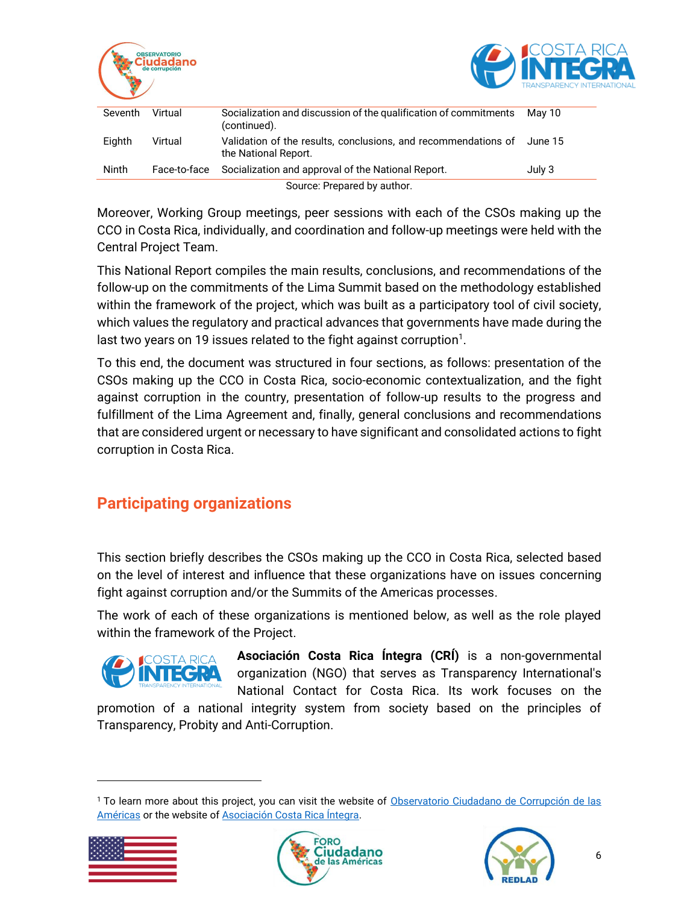| | | | |
|---|---|---|---|
| Seventh | Virtual | Socialization and discussion of the qualification of commitments (continued). | May 10 |
| Eighth | Virtual | Validation of the results, conclusions, and recommendations of the National Report. | June 15 |
| Ninth | Face-to-face | Socialization and approval of the National Report. | July 3 |

Source: Prepared by author.

Moreover, Working Group meetings, peer sessions with each of the CSOs making up the CCO in Costa Rica, individually, and coordination and follow-up meetings were held with the Central Project Team.

This National Report compiles the main results, conclusions, and recommendations of the follow-up on the commitments of the Lima Summit based on the methodology established within the framework of the project, which was built as a participatory tool of civil society, which values the regulatory and practical advances that governments have made during the last two years on 19 issues related to the fight against corruption[1].

To this end, the document was structured in four sections, as follows: presentation of the CSOs making up the CCO in Costa Rica, socio-economic contextualization, and the fight against corruption in the country, presentation of follow-up results to the progress and fulfillment of the Lima Agreement and, finally, general conclusions and recommendations that are considered urgent or necessary to have significant and consolidated actions to fight corruption in Costa Rica.

## Participating organizations

This section briefly describes the CSOs making up the CCO in Costa Rica, selected based on the level of interest and influence that these organizations have on issues concerning fight against corruption and/or the Summits of the Americas processes.

The work of each of these organizations is mentioned below, as well as the role played within the framework of the Project.

**Asociación Costa Rica Íntegra (CRÍ)** is a non-governmental organization (NGO) that serves as Transparency International's National Contact for Costa Rica. Its work focuses on the promotion of a national integrity system from society based on the principles of Transparency, Probity and Anti-Corruption.

[1] To learn more about this project, you can visit the website of Observatorio Ciudadano de Corrupción de las Américas or the website of Asociación Costa Rica Íntegra.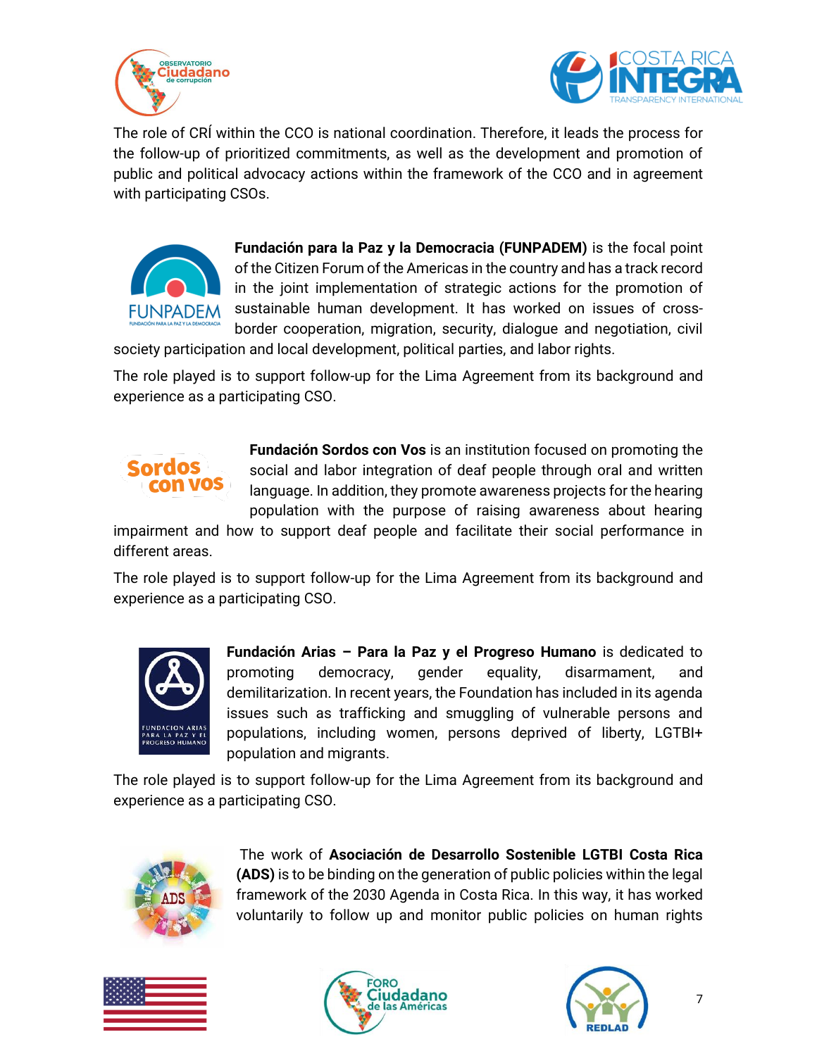The role of CRÍ within the CCO is national coordination. Therefore, it leads the process for the follow-up of prioritized commitments, as well as the development and promotion of public and political advocacy actions within the framework of the CCO and in agreement with participating CSOs.

**Fundación para la Paz y la Democracia (FUNPADEM)** is the focal point of the Citizen Forum of the Americas in the country and has a track record in the joint implementation of strategic actions for the promotion of sustainable human development. It has worked on issues of cross-border cooperation, migration, security, dialogue and negotiation, civil society participation and local development, political parties, and labor rights.

The role played is to support follow-up for the Lima Agreement from its background and experience as a participating CSO.

**Fundación Sordos con Vos** is an institution focused on promoting the social and labor integration of deaf people through oral and written language. In addition, they promote awareness projects for the hearing population with the purpose of raising awareness about hearing impairment and how to support deaf people and facilitate their social performance in different areas.

The role played is to support follow-up for the Lima Agreement from its background and experience as a participating CSO.

**Fundación Arias – Para la Paz y el Progreso Humano** is dedicated to promoting democracy, gender equality, disarmament, and demilitarization. In recent years, the Foundation has included in its agenda issues such as trafficking and smuggling of vulnerable persons and populations, including women, persons deprived of liberty, LGTBI+ population and migrants.

The role played is to support follow-up for the Lima Agreement from its background and experience as a participating CSO.

The work of **Asociación de Desarrollo Sostenible LGTBI Costa Rica (ADS)** is to be binding on the generation of public policies within the legal framework of the 2030 Agenda in Costa Rica. In this way, it has worked voluntarily to follow up and monitor public policies on human rights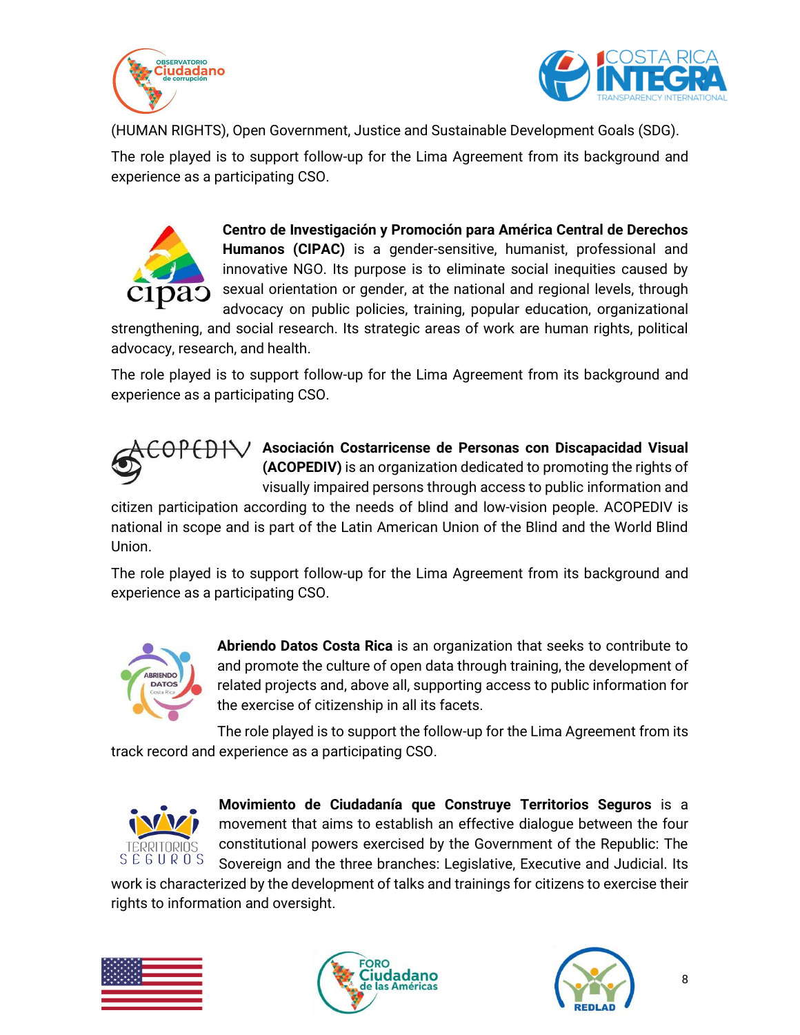(HUMAN RIGHTS), Open Government, Justice and Sustainable Development Goals (SDG).

The role played is to support follow-up for the Lima Agreement from its background and experience as a participating CSO.

**Centro de Investigación y Promoción para América Central de Derechos Humanos (CIPAC)** is a gender-sensitive, humanist, professional and innovative NGO. Its purpose is to eliminate social inequities caused by sexual orientation or gender, at the national and regional levels, through advocacy on public policies, training, popular education, organizational strengthening, and social research. Its strategic areas of work are human rights, political advocacy, research, and health.

The role played is to support follow-up for the Lima Agreement from its background and experience as a participating CSO.

**Asociación Costarricense de Personas con Discapacidad Visual (ACOPEDIV)** is an organization dedicated to promoting the rights of visually impaired persons through access to public information and citizen participation according to the needs of blind and low-vision people. ACOPEDIV is national in scope and is part of the Latin American Union of the Blind and the World Blind Union.

The role played is to support follow-up for the Lima Agreement from its background and experience as a participating CSO.

**Abriendo Datos Costa Rica** is an organization that seeks to contribute to and promote the culture of open data through training, the development of related projects and, above all, supporting access to public information for the exercise of citizenship in all its facets.

The role played is to support the follow-up for the Lima Agreement from its track record and experience as a participating CSO.

**Movimiento de Ciudadanía que Construye Territorios Seguros** is a movement that aims to establish an effective dialogue between the four constitutional powers exercised by the Government of the Republic: The Sovereign and the three branches: Legislative, Executive and Judicial. Its work is characterized by the development of talks and trainings for citizens to exercise their rights to information and oversight.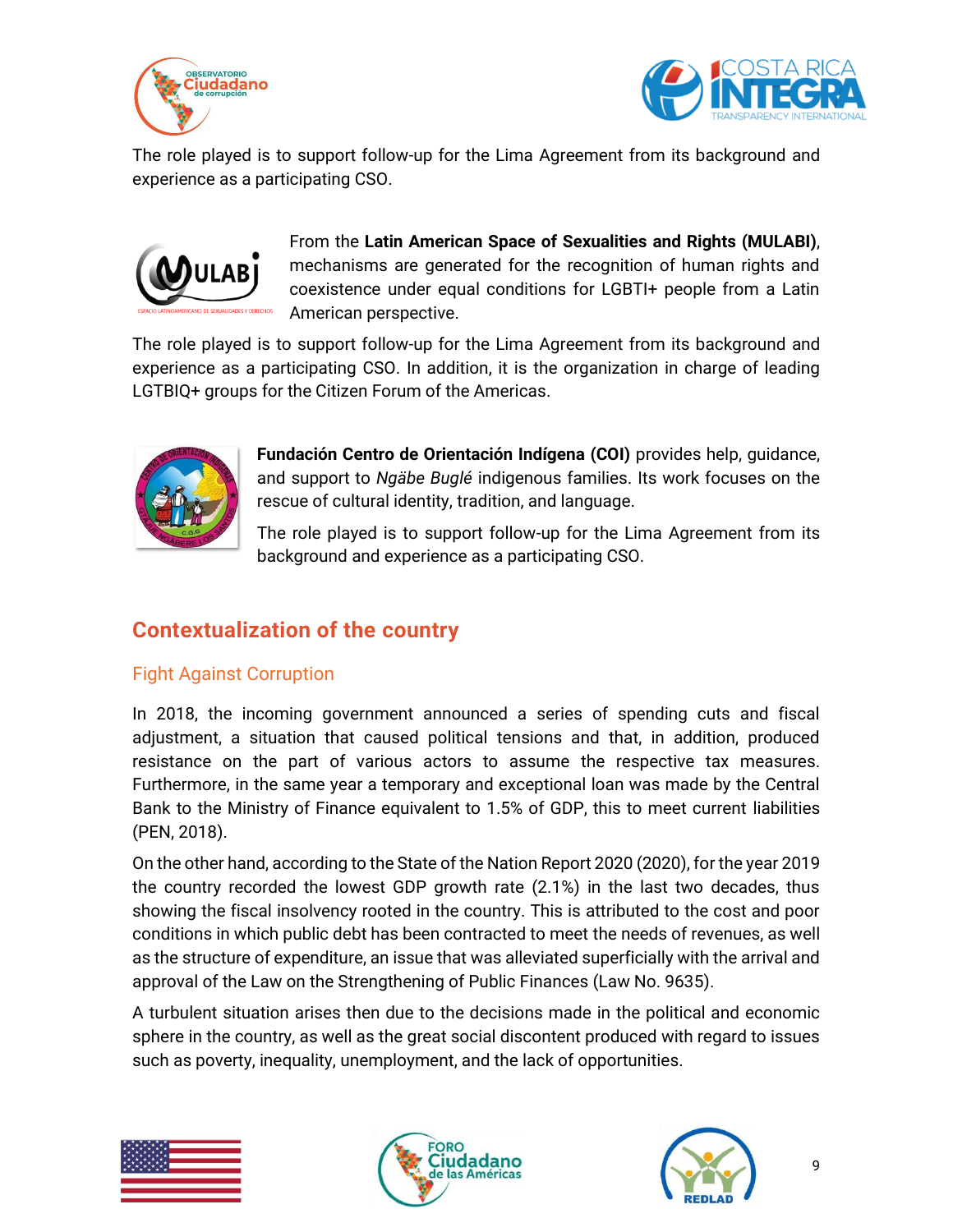The role played is to support follow-up for the Lima Agreement from its background and experience as a participating CSO.

From the **Latin American Space of Sexualities and Rights (MULABI)**, mechanisms are generated for the recognition of human rights and coexistence under equal conditions for LGBTI+ people from a Latin American perspective.

The role played is to support follow-up for the Lima Agreement from its background and experience as a participating CSO. In addition, it is the organization in charge of leading LGTBIQ+ groups for the Citizen Forum of the Americas.

**Fundación Centro de Orientación Indígena (COI)** provides help, guidance, and support to *Ngäbe Buglé* indigenous families. Its work focuses on the rescue of cultural identity, tradition, and language.

The role played is to support follow-up for the Lima Agreement from its background and experience as a participating CSO.

## Contextualization of the country

### Fight Against Corruption

In 2018, the incoming government announced a series of spending cuts and fiscal adjustment, a situation that caused political tensions and that, in addition, produced resistance on the part of various actors to assume the respective tax measures. Furthermore, in the same year a temporary and exceptional loan was made by the Central Bank to the Ministry of Finance equivalent to 1.5% of GDP, this to meet current liabilities (PEN, 2018).

On the other hand, according to the State of the Nation Report 2020 (2020), for the year 2019 the country recorded the lowest GDP growth rate (2.1%) in the last two decades, thus showing the fiscal insolvency rooted in the country. This is attributed to the cost and poor conditions in which public debt has been contracted to meet the needs of revenues, as well as the structure of expenditure, an issue that was alleviated superficially with the arrival and approval of the Law on the Strengthening of Public Finances (Law No. 9635).

A turbulent situation arises then due to the decisions made in the political and economic sphere in the country, as well as the great social discontent produced with regard to issues such as poverty, inequality, unemployment, and the lack of opportunities.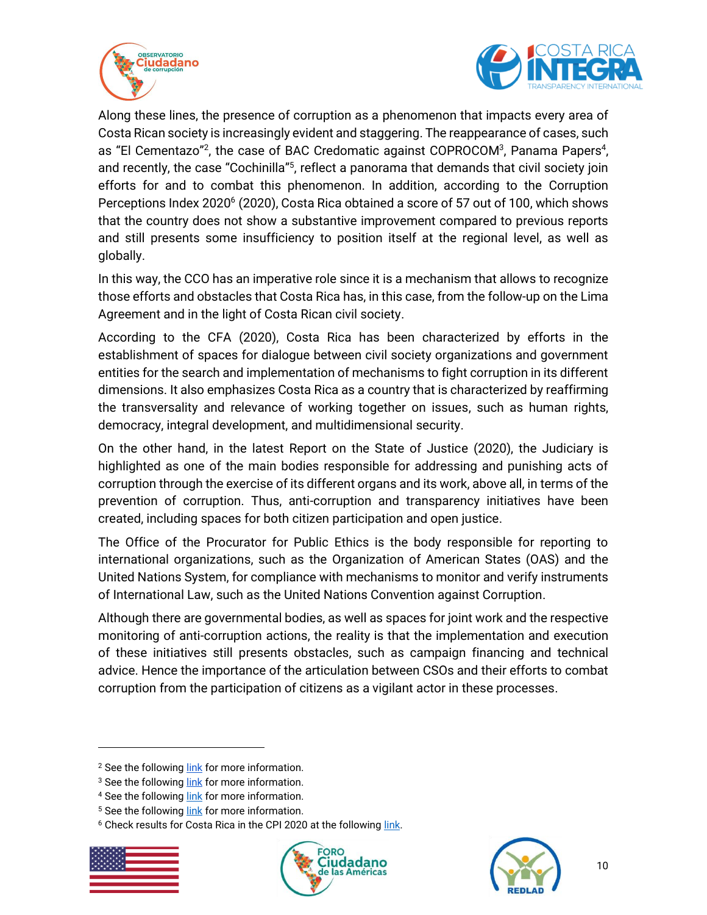Along these lines, the presence of corruption as a phenomenon that impacts every area of Costa Rican society is increasingly evident and staggering. The reappearance of cases, such as "El Cementazo"[2], the case of BAC Credomatic against COPROCOM[3], Panama Papers[4], and recently, the case "Cochinilla"[5], reflect a panorama that demands that civil society join efforts for and to combat this phenomenon. In addition, according to the Corruption Perceptions Index 2020[6] (2020), Costa Rica obtained a score of 57 out of 100, which shows that the country does not show a substantive improvement compared to previous reports and still presents some insufficiency to position itself at the regional level, as well as globally.

In this way, the CCO has an imperative role since it is a mechanism that allows to recognize those efforts and obstacles that Costa Rica has, in this case, from the follow-up on the Lima Agreement and in the light of Costa Rican civil society.

According to the CFA (2020), Costa Rica has been characterized by efforts in the establishment of spaces for dialogue between civil society organizations and government entities for the search and implementation of mechanisms to fight corruption in its different dimensions. It also emphasizes Costa Rica as a country that is characterized by reaffirming the transversality and relevance of working together on issues, such as human rights, democracy, integral development, and multidimensional security.

On the other hand, in the latest Report on the State of Justice (2020), the Judiciary is highlighted as one of the main bodies responsible for addressing and punishing acts of corruption through the exercise of its different organs and its work, above all, in terms of the prevention of corruption. Thus, anti-corruption and transparency initiatives have been created, including spaces for both citizen participation and open justice.

The Office of the Procurator for Public Ethics is the body responsible for reporting to international organizations, such as the Organization of American States (OAS) and the United Nations System, for compliance with mechanisms to monitor and verify instruments of International Law, such as the United Nations Convention against Corruption.

Although there are governmental bodies, as well as spaces for joint work and the respective monitoring of anti-corruption actions, the reality is that the implementation and execution of these initiatives still presents obstacles, such as campaign financing and technical advice. Hence the importance of the articulation between CSOs and their efforts to combat corruption from the participation of citizens as a vigilant actor in these processes.

---

[2] See the following link for more information.
[3] See the following link for more information.
[4] See the following link for more information.
[5] See the following link for more information.
[6] Check results for Costa Rica in the CPI 2020 at the following link.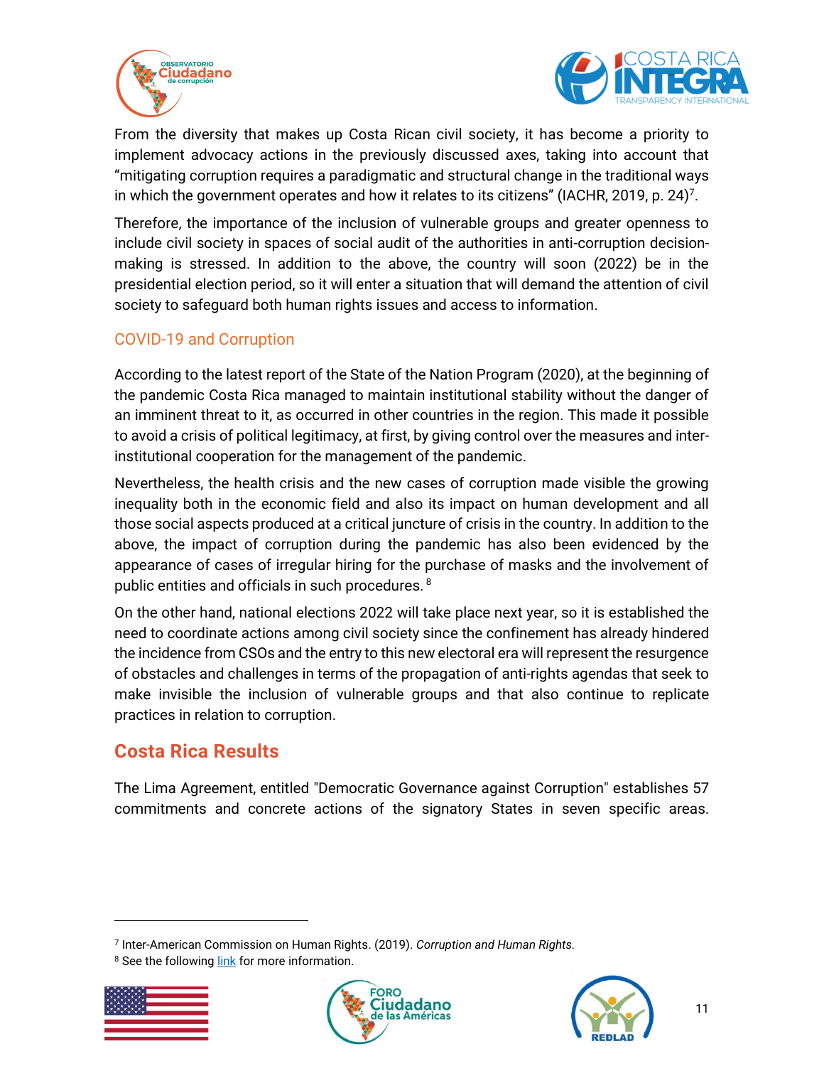From the diversity that makes up Costa Rican civil society, it has become a priority to implement advocacy actions in the previously discussed axes, taking into account that "mitigating corruption requires a paradigmatic and structural change in the traditional ways in which the government operates and how it relates to its citizens" (IACHR, 2019, p. 24)[7].

Therefore, the importance of the inclusion of vulnerable groups and greater openness to include civil society in spaces of social audit of the authorities in anti-corruption decision-making is stressed. In addition to the above, the country will soon (2022) be in the presidential election period, so it will enter a situation that will demand the attention of civil society to safeguard both human rights issues and access to information.

### COVID-19 and Corruption

According to the latest report of the State of the Nation Program (2020), at the beginning of the pandemic Costa Rica managed to maintain institutional stability without the danger of an imminent threat to it, as occurred in other countries in the region. This made it possible to avoid a crisis of political legitimacy, at first, by giving control over the measures and inter-institutional cooperation for the management of the pandemic.

Nevertheless, the health crisis and the new cases of corruption made visible the growing inequality both in the economic field and also its impact on human development and all those social aspects produced at a critical juncture of crisis in the country. In addition to the above, the impact of corruption during the pandemic has also been evidenced by the appearance of cases of irregular hiring for the purchase of masks and the involvement of public entities and officials in such procedures. [8]

On the other hand, national elections 2022 will take place next year, so it is established the need to coordinate actions among civil society since the confinement has already hindered the incidence from CSOs and the entry to this new electoral era will represent the resurgence of obstacles and challenges in terms of the propagation of anti-rights agendas that seek to make invisible the inclusion of vulnerable groups and that also continue to replicate practices in relation to corruption.

## Costa Rica Results

The Lima Agreement, entitled "Democratic Governance against Corruption" establishes 57 commitments and concrete actions of the signatory States in seven specific areas.

---

[7] Inter-American Commission on Human Rights. (2019). *Corruption and Human Rights*.

[8] See the following link for more information.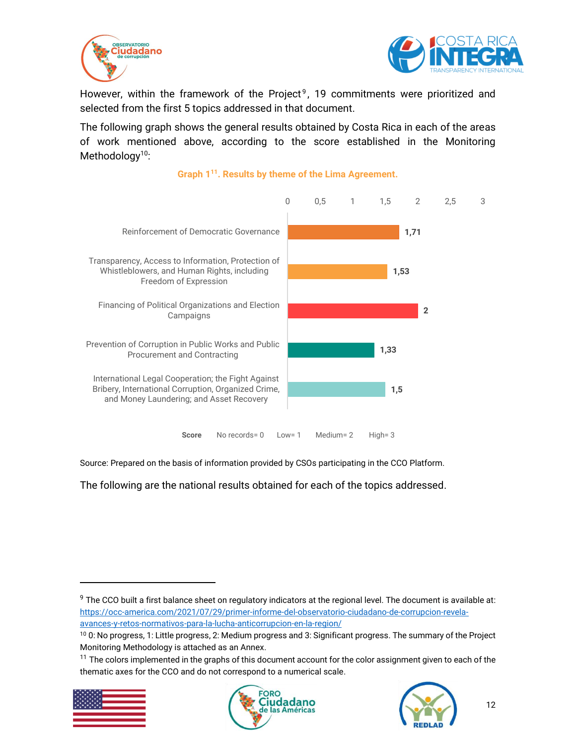However, within the framework of the Project[9], 19 commitments were prioritized and selected from the first 5 topics addressed in that document.

The following graph shows the general results obtained by Costa Rica in each of the areas of work mentioned above, according to the score established in the Monitoring Methodology[10]:

**Graph 1[11]. Results by theme of the Lima Agreement.**

| Theme | Score |
|---|---|
| Reinforcement of Democratic Governance | 1,71 |
| Transparency, Access to Information, Protection of Whistleblowers, and Human Rights, including Freedom of Expression | 1,53 |
| Financing of Political Organizations and Election Campaigns | 2 |
| Prevention of Corruption in Public Works and Public Procurement and Contracting | 1,33 |
| International Legal Cooperation; the Fight Against Bribery, International Corruption, Organized Crime, and Money Laundering; and Asset Recovery | 1,5 |

**Score** No records= 0 Low= 1 Medium= 2 High= 3

Source: Prepared on the basis of information provided by CSOs participating in the CCO Platform.

The following are the national results obtained for each of the topics addressed.

---

[9] The CCO built a first balance sheet on regulatory indicators at the regional level. The document is available at: https://occ-america.com/2021/07/29/primer-informe-del-observatorio-ciudadano-de-corrupcion-revela-avances-y-retos-normativos-para-la-lucha-anticorrupcion-en-la-region/

[10] 0: No progress, 1: Little progress, 2: Medium progress and 3: Significant progress. The summary of the Project Monitoring Methodology is attached as an Annex.

[11] The colors implemented in the graphs of this document account for the color assignment given to each of the thematic axes for the CCO and do not correspond to a numerical scale.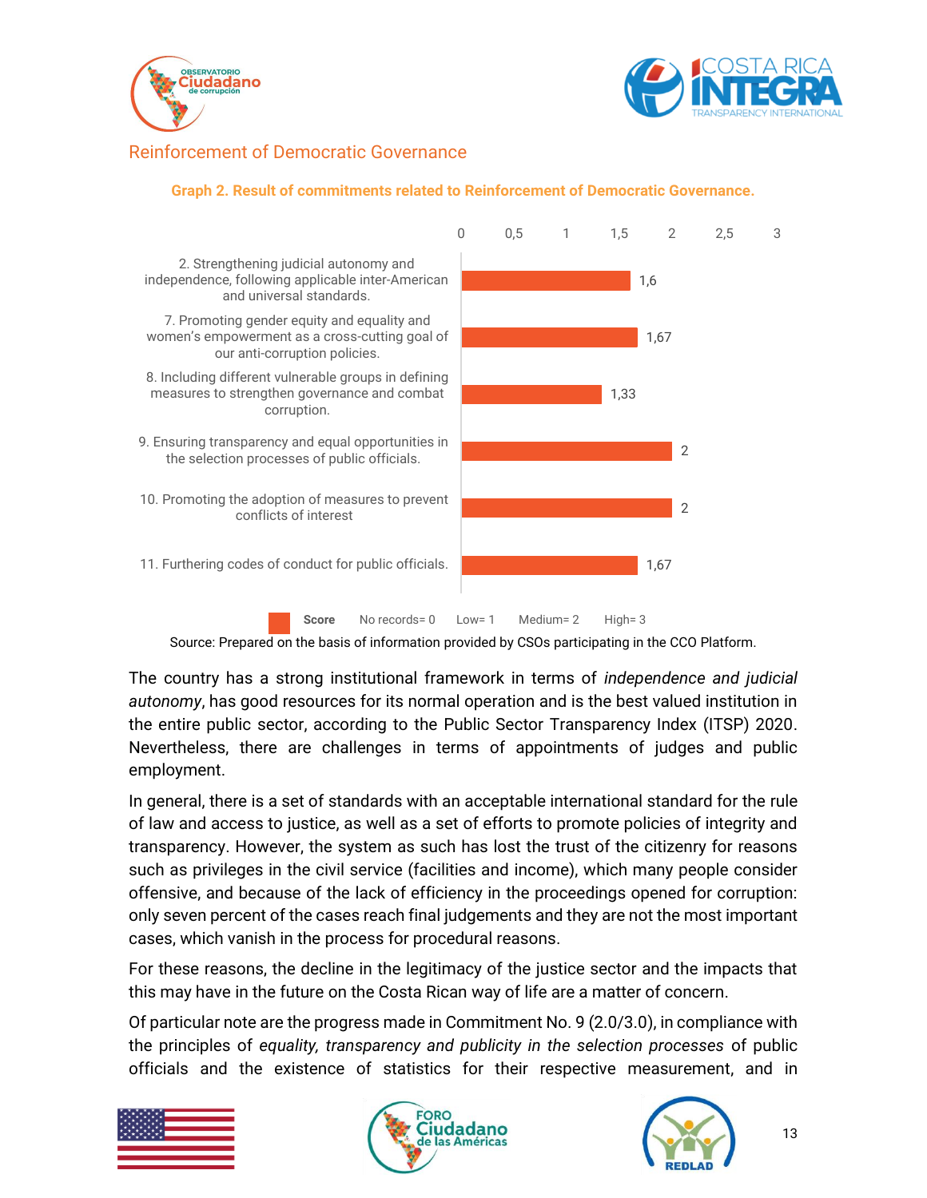## Reinforcement of Democratic Governance

**Graph 2. Result of commitments related to Reinforcement of Democratic Governance.**

| Commitment | Score |
|---|---|
| 2. Strengthening judicial autonomy and independence, following applicable inter-American and universal standards. | 1,6 |
| 7. Promoting gender equity and equality and women's empowerment as a cross-cutting goal of our anti-corruption policies. | 1,67 |
| 8. Including different vulnerable groups in defining measures to strengthen governance and combat corruption. | 1,33 |
| 9. Ensuring transparency and equal opportunities in the selection processes of public officials. | 2 |
| 10. Promoting the adoption of measures to prevent conflicts of interest | 2 |
| 11. Furthering codes of conduct for public officials. | 1,67 |

**Score** No records= 0 Low= 1 Medium= 2 High= 3

Source: Prepared on the basis of information provided by CSOs participating in the CCO Platform.

The country has a strong institutional framework in terms of *independence and judicial autonomy*, has good resources for its normal operation and is the best valued institution in the entire public sector, according to the Public Sector Transparency Index (ITSP) 2020. Nevertheless, there are challenges in terms of appointments of judges and public employment.

In general, there is a set of standards with an acceptable international standard for the rule of law and access to justice, as well as a set of efforts to promote policies of integrity and transparency. However, the system as such has lost the trust of the citizenry for reasons such as privileges in the civil service (facilities and income), which many people consider offensive, and because of the lack of efficiency in the proceedings opened for corruption: only seven percent of the cases reach final judgements and they are not the most important cases, which vanish in the process for procedural reasons.

For these reasons, the decline in the legitimacy of the justice sector and the impacts that this may have in the future on the Costa Rican way of life are a matter of concern.

Of particular note are the progress made in Commitment No. 9 (2.0/3.0), in compliance with the principles of *equality, transparency and publicity in the selection processes* of public officials and the existence of statistics for their respective measurement, and in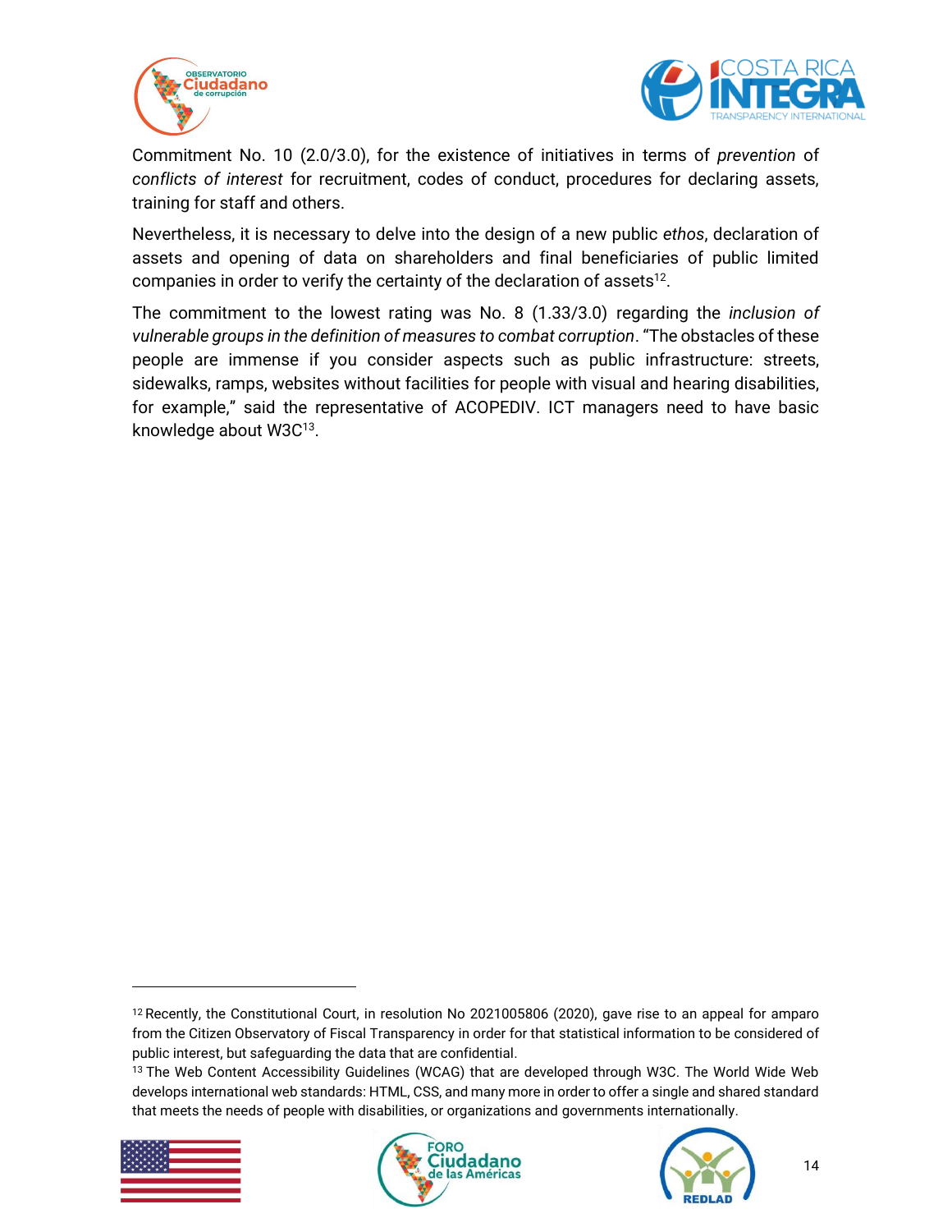Commitment No. 10 (2.0/3.0), for the existence of initiatives in terms of *prevention* of *conflicts of interest* for recruitment, codes of conduct, procedures for declaring assets, training for staff and others.

Nevertheless, it is necessary to delve into the design of a new public *ethos*, declaration of assets and opening of data on shareholders and final beneficiaries of public limited companies in order to verify the certainty of the declaration of assets[12].

The commitment to the lowest rating was No. 8 (1.33/3.0) regarding the *inclusion of vulnerable groups in the definition of measures to combat corruption*. "The obstacles of these people are immense if you consider aspects such as public infrastructure: streets, sidewalks, ramps, websites without facilities for people with visual and hearing disabilities, for example," said the representative of ACOPEDIV. ICT managers need to have basic knowledge about W3C[13].

---

[12] Recently, the Constitutional Court, in resolution No 2021005806 (2020), gave rise to an appeal for amparo from the Citizen Observatory of Fiscal Transparency in order for that statistical information to be considered of public interest, but safeguarding the data that are confidential.

[13] The Web Content Accessibility Guidelines (WCAG) that are developed through W3C. The World Wide Web develops international web standards: HTML, CSS, and many more in order to offer a single and shared standard that meets the needs of people with disabilities, or organizations and governments internationally.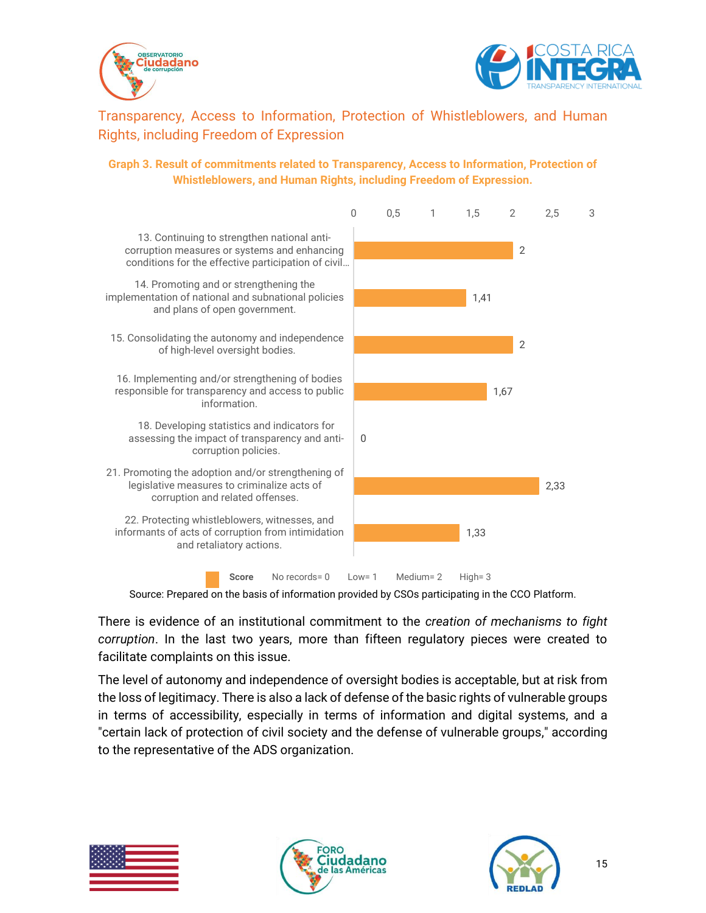## Transparency, Access to Information, Protection of Whistleblowers, and Human Rights, including Freedom of Expression

**Graph 3. Result of commitments related to Transparency, Access to Information, Protection of Whistleblowers, and Human Rights, including Freedom of Expression.**

| Commitment | Score |
|---|---|
| 13. Continuing to strengthen national anti-corruption measures or systems and enhancing conditions for the effective participation of civil… | 2 |
| 14. Promoting and or strengthening the implementation of national and subnational policies and plans of open government. | 1,41 |
| 15. Consolidating the autonomy and independence of high-level oversight bodies. | 2 |
| 16. Implementing and/or strengthening of bodies responsible for transparency and access to public information. | 1,67 |
| 18. Developing statistics and indicators for assessing the impact of transparency and anti-corruption policies. | 0 |
| 21. Promoting the adoption and/or strengthening of legislative measures to criminalize acts of corruption and related offenses. | 2,33 |
| 22. Protecting whistleblowers, witnesses, and informants of acts of corruption from intimidation and retaliatory actions. | 1,33 |

Score No records= 0 Low= 1 Medium= 2 High= 3

Source: Prepared on the basis of information provided by CSOs participating in the CCO Platform.

There is evidence of an institutional commitment to the *creation of mechanisms to fight corruption*. In the last two years, more than fifteen regulatory pieces were created to facilitate complaints on this issue.

The level of autonomy and independence of oversight bodies is acceptable, but at risk from the loss of legitimacy. There is also a lack of defense of the basic rights of vulnerable groups in terms of accessibility, especially in terms of information and digital systems, and a "certain lack of protection of civil society and the defense of vulnerable groups," according to the representative of the ADS organization.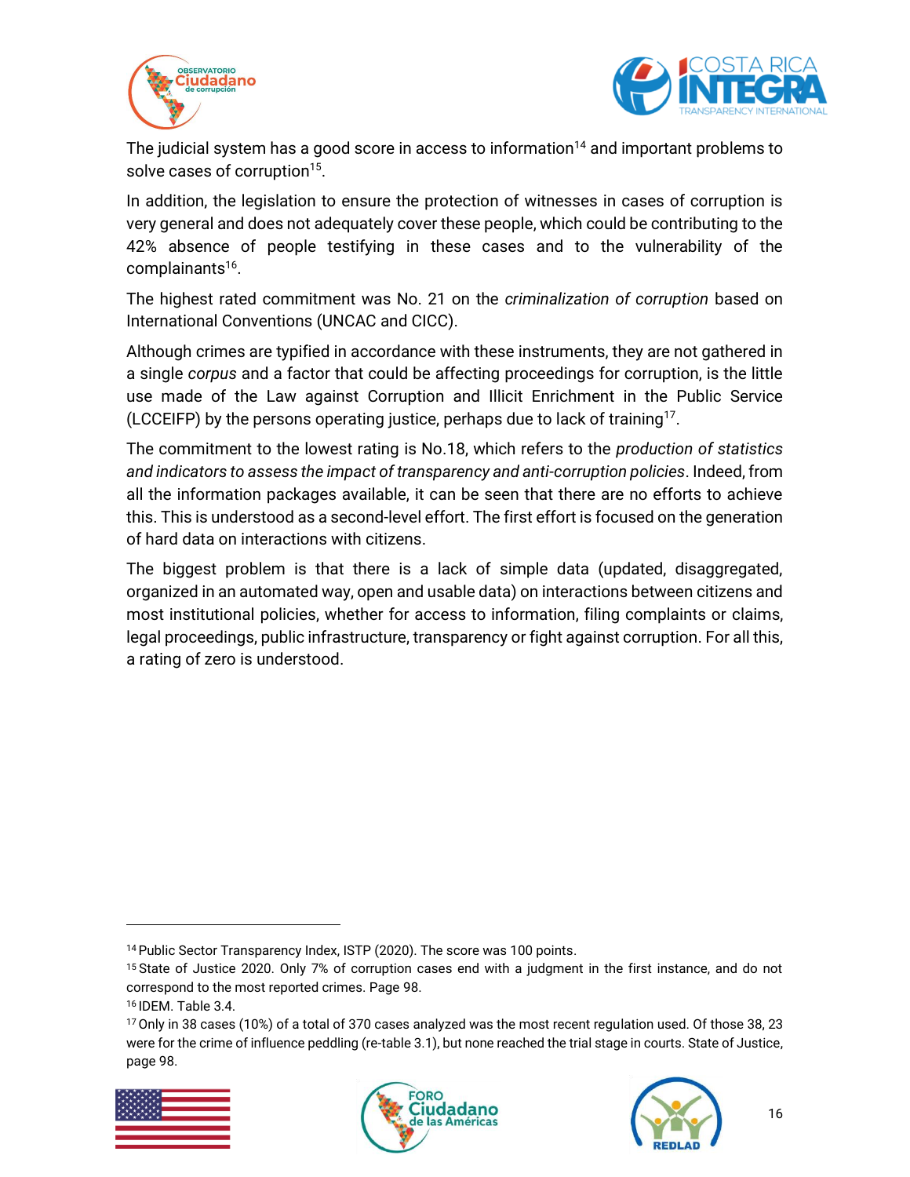The judicial system has a good score in access to information[14] and important problems to solve cases of corruption[15].

In addition, the legislation to ensure the protection of witnesses in cases of corruption is very general and does not adequately cover these people, which could be contributing to the 42% absence of people testifying in these cases and to the vulnerability of the complainants[16].

The highest rated commitment was No. 21 on the *criminalization of corruption* based on International Conventions (UNCAC and CICC).

Although crimes are typified in accordance with these instruments, they are not gathered in a single *corpus* and a factor that could be affecting proceedings for corruption, is the little use made of the Law against Corruption and Illicit Enrichment in the Public Service (LCCEIFP) by the persons operating justice, perhaps due to lack of training[17].

The commitment to the lowest rating is No.18, which refers to the *production of statistics and indicators to assess the impact of transparency and anti-corruption policies*. Indeed, from all the information packages available, it can be seen that there are no efforts to achieve this. This is understood as a second-level effort. The first effort is focused on the generation of hard data on interactions with citizens.

The biggest problem is that there is a lack of simple data (updated, disaggregated, organized in an automated way, open and usable data) on interactions between citizens and most institutional policies, whether for access to information, filing complaints or claims, legal proceedings, public infrastructure, transparency or fight against corruption. For all this, a rating of zero is understood.

---

[14] Public Sector Transparency Index, ISTP (2020). The score was 100 points.

[15] State of Justice 2020. Only 7% of corruption cases end with a judgment in the first instance, and do not correspond to the most reported crimes. Page 98.

[16] IDEM. Table 3.4.

[17] Only in 38 cases (10%) of a total of 370 cases analyzed was the most recent regulation used. Of those 38, 23 were for the crime of influence peddling (re-table 3.1), but none reached the trial stage in courts. State of Justice, page 98.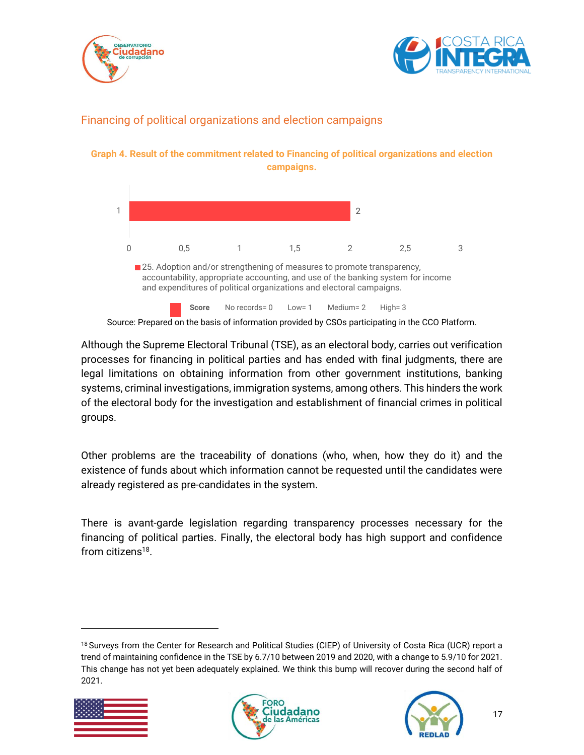## Financing of political organizations and election campaigns

**Graph 4. Result of the commitment related to Financing of political organizations and election campaigns.**

| Commitment | Score |
|---|---|
| 25. Adoption and/or strengthening of measures to promote transparency, accountability, appropriate accounting, and use of the banking system for income and expenditures of political organizations and electoral campaigns. | 2 |

Score: No records= 0, Low= 1, Medium= 2, High= 3

Source: Prepared on the basis of information provided by CSOs participating in the CCO Platform.

Although the Supreme Electoral Tribunal (TSE), as an electoral body, carries out verification processes for financing in political parties and has ended with final judgments, there are legal limitations on obtaining information from other government institutions, banking systems, criminal investigations, immigration systems, among others. This hinders the work of the electoral body for the investigation and establishment of financial crimes in political groups.

Other problems are the traceability of donations (who, when, how they do it) and the existence of funds about which information cannot be requested until the candidates were already registered as pre-candidates in the system.

There is avant-garde legislation regarding transparency processes necessary for the financing of political parties. Finally, the electoral body has high support and confidence from citizens[18].

---

[18] Surveys from the Center for Research and Political Studies (CIEP) of University of Costa Rica (UCR) report a trend of maintaining confidence in the TSE by 6.7/10 between 2019 and 2020, with a change to 5.9/10 for 2021. This change has not yet been adequately explained. We think this bump will recover during the second half of 2021.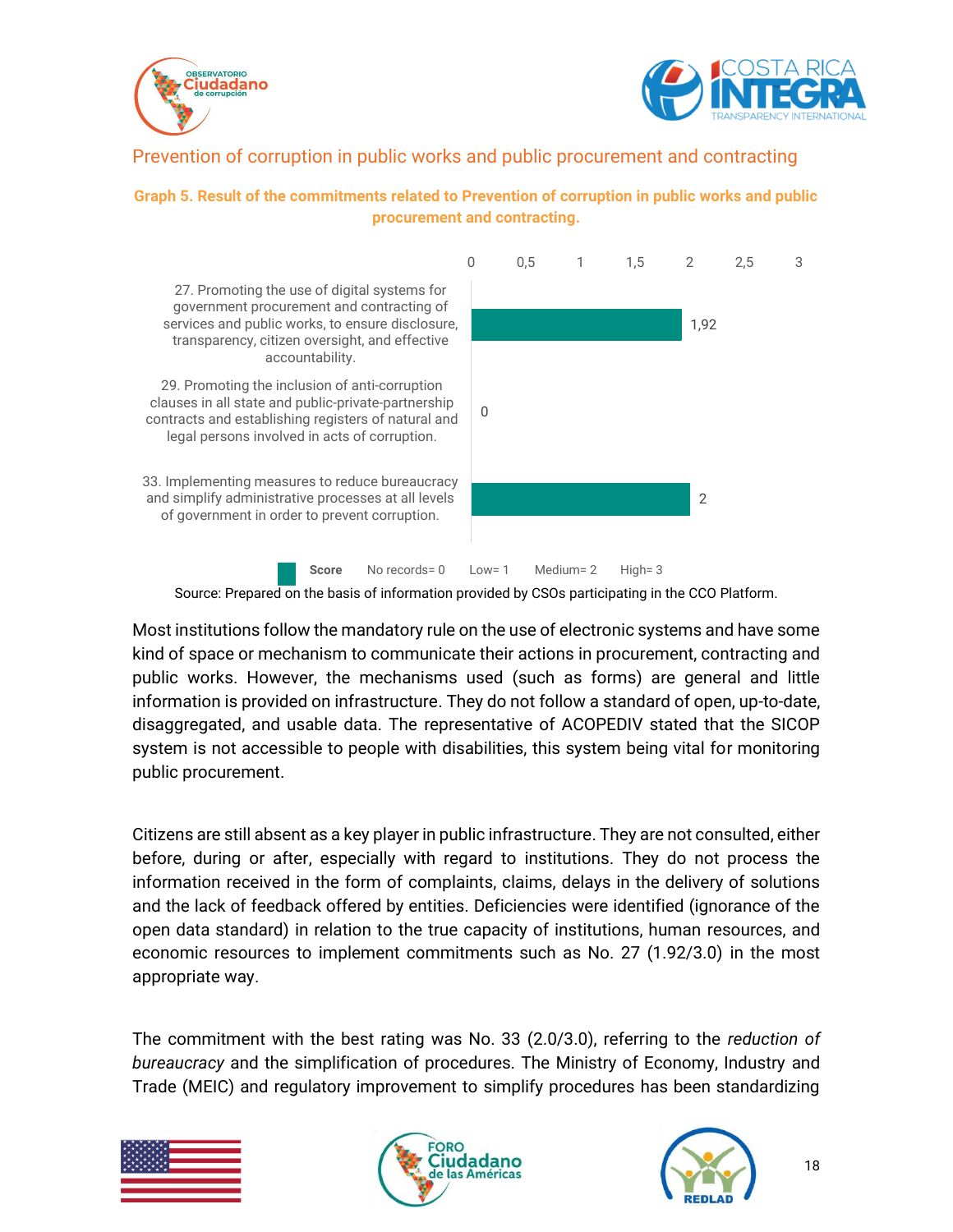## Prevention of corruption in public works and public procurement and contracting

**Graph 5. Result of the commitments related to Prevention of corruption in public works and public procurement and contracting.**

| Commitment | Score |
|---|---|
| 27. Promoting the use of digital systems for government procurement and contracting of services and public works, to ensure disclosure, transparency, citizen oversight, and effective accountability. | 1,92 |
| 29. Promoting the inclusion of anti-corruption clauses in all state and public-private-partnership contracts and establishing registers of natural and legal persons involved in acts of corruption. | 0 |
| 33. Implementing measures to reduce bureaucracy and simplify administrative processes at all levels of government in order to prevent corruption. | 2 |

Score No records= 0 Low= 1 Medium= 2 High= 3

Source: Prepared on the basis of information provided by CSOs participating in the CCO Platform.

Most institutions follow the mandatory rule on the use of electronic systems and have some kind of space or mechanism to communicate their actions in procurement, contracting and public works. However, the mechanisms used (such as forms) are general and little information is provided on infrastructure. They do not follow a standard of open, up-to-date, disaggregated, and usable data. The representative of ACOPEDIV stated that the SICOP system is not accessible to people with disabilities, this system being vital for monitoring public procurement.

Citizens are still absent as a key player in public infrastructure. They are not consulted, either before, during or after, especially with regard to institutions. They do not process the information received in the form of complaints, claims, delays in the delivery of solutions and the lack of feedback offered by entities. Deficiencies were identified (ignorance of the open data standard) in relation to the true capacity of institutions, human resources, and economic resources to implement commitments such as No. 27 (1.92/3.0) in the most appropriate way.

The commitment with the best rating was No. 33 (2.0/3.0), referring to the *reduction of bureaucracy* and the simplification of procedures. The Ministry of Economy, Industry and Trade (MEIC) and regulatory improvement to simplify procedures has been standardizing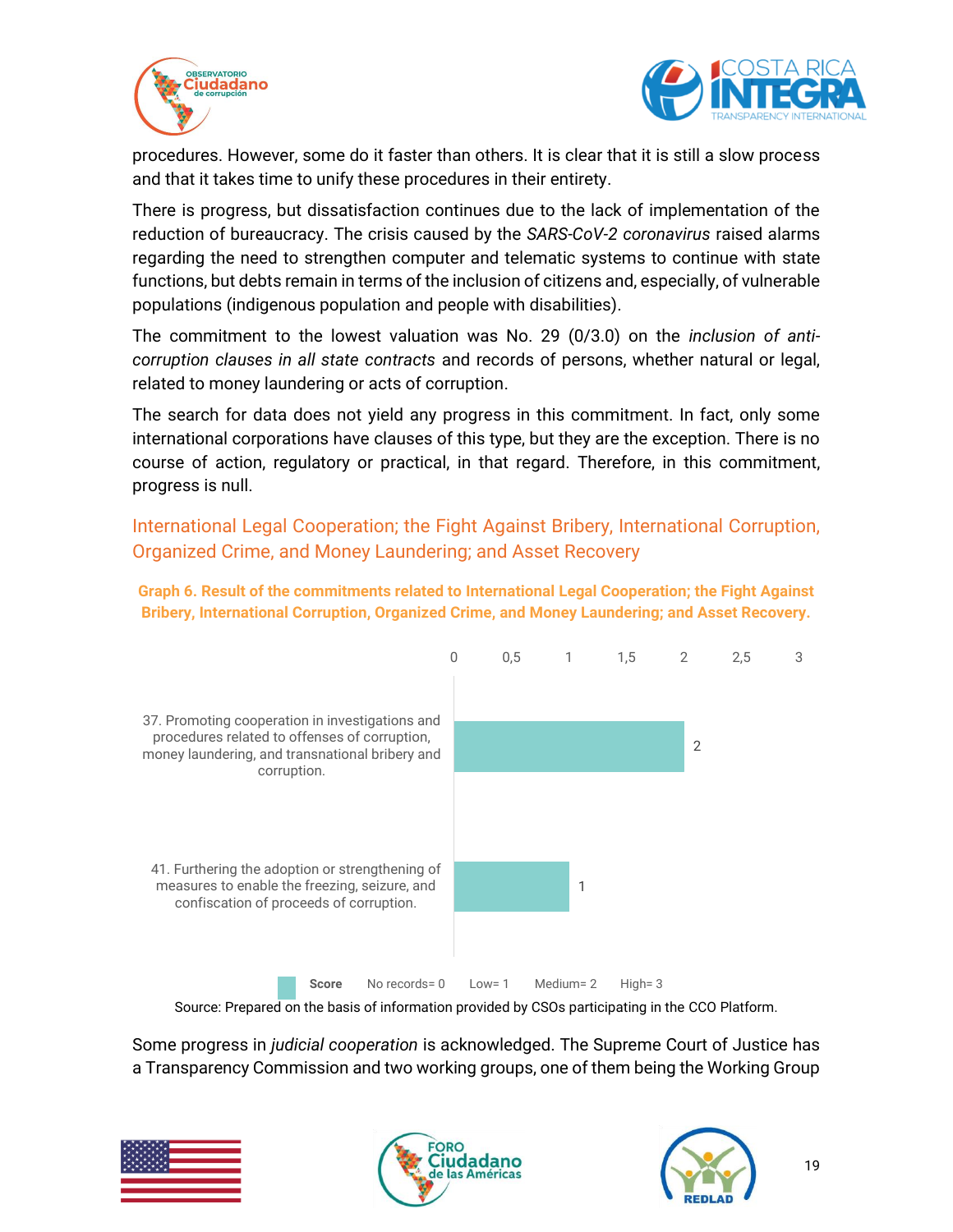procedures. However, some do it faster than others. It is clear that it is still a slow process and that it takes time to unify these procedures in their entirety.

There is progress, but dissatisfaction continues due to the lack of implementation of the reduction of bureaucracy. The crisis caused by the *SARS-CoV-2 coronavirus* raised alarms regarding the need to strengthen computer and telematic systems to continue with state functions, but debts remain in terms of the inclusion of citizens and, especially, of vulnerable populations (indigenous population and people with disabilities).

The commitment to the lowest valuation was No. 29 (0/3.0) on the *inclusion of anti-corruption clauses in all state contracts* and records of persons, whether natural or legal, related to money laundering or acts of corruption.

The search for data does not yield any progress in this commitment. In fact, only some international corporations have clauses of this type, but they are the exception. There is no course of action, regulatory or practical, in that regard. Therefore, in this commitment, progress is null.

## International Legal Cooperation; the Fight Against Bribery, International Corruption, Organized Crime, and Money Laundering; and Asset Recovery

**Graph 6. Result of the commitments related to International Legal Cooperation; the Fight Against Bribery, International Corruption, Organized Crime, and Money Laundering; and Asset Recovery.**

| Commitment | Score |
|---|---|
| 37. Promoting cooperation in investigations and procedures related to offenses of corruption, money laundering, and transnational bribery and corruption. | 2 |
| 41. Furthering the adoption or strengthening of measures to enable the freezing, seizure, and confiscation of proceeds of corruption. | 1 |

Score: No records= 0, Low= 1, Medium= 2, High= 3

Source: Prepared on the basis of information provided by CSOs participating in the CCO Platform.

Some progress in *judicial cooperation* is acknowledged. The Supreme Court of Justice has a Transparency Commission and two working groups, one of them being the Working Group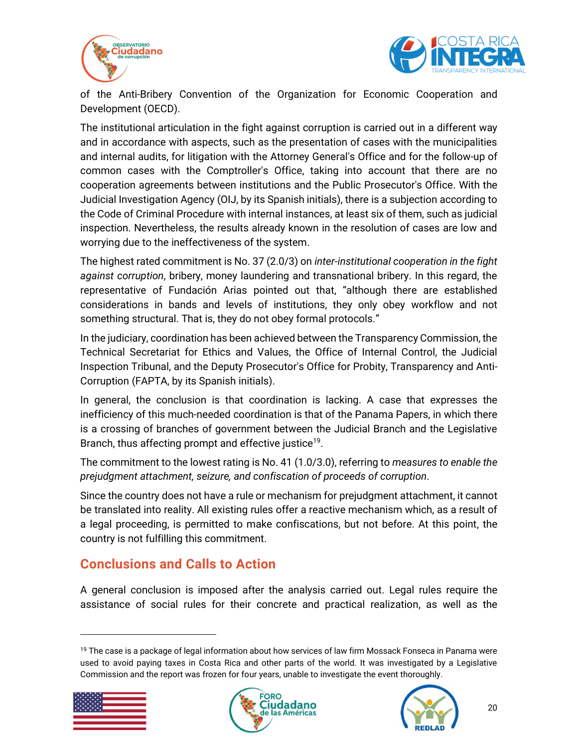of the Anti-Bribery Convention of the Organization for Economic Cooperation and Development (OECD).

The institutional articulation in the fight against corruption is carried out in a different way and in accordance with aspects, such as the presentation of cases with the municipalities and internal audits, for litigation with the Attorney General's Office and for the follow-up of common cases with the Comptroller's Office, taking into account that there are no cooperation agreements between institutions and the Public Prosecutor's Office. With the Judicial Investigation Agency (OIJ, by its Spanish initials), there is a subjection according to the Code of Criminal Procedure with internal instances, at least six of them, such as judicial inspection. Nevertheless, the results already known in the resolution of cases are low and worrying due to the ineffectiveness of the system.

The highest rated commitment is No. 37 (2.0/3) on *inter-institutional cooperation in the fight against corruption*, bribery, money laundering and transnational bribery. In this regard, the representative of Fundación Arias pointed out that, "although there are established considerations in bands and levels of institutions, they only obey workflow and not something structural. That is, they do not obey formal protocols."

In the judiciary, coordination has been achieved between the Transparency Commission, the Technical Secretariat for Ethics and Values, the Office of Internal Control, the Judicial Inspection Tribunal, and the Deputy Prosecutor's Office for Probity, Transparency and Anti-Corruption (FAPTA, by its Spanish initials).

In general, the conclusion is that coordination is lacking. A case that expresses the inefficiency of this much-needed coordination is that of the Panama Papers, in which there is a crossing of branches of government between the Judicial Branch and the Legislative Branch, thus affecting prompt and effective justice[19].

The commitment to the lowest rating is No. 41 (1.0/3.0), referring to *measures to enable the prejudgment attachment, seizure, and confiscation of proceeds of corruption*.

Since the country does not have a rule or mechanism for prejudgment attachment, it cannot be translated into reality. All existing rules offer a reactive mechanism which, as a result of a legal proceeding, is permitted to make confiscations, but not before. At this point, the country is not fulfilling this commitment.

## Conclusions and Calls to Action

A general conclusion is imposed after the analysis carried out. Legal rules require the assistance of social rules for their concrete and practical realization, as well as the

---

[19] The case is a package of legal information about how services of law firm Mossack Fonseca in Panama were used to avoid paying taxes in Costa Rica and other parts of the world. It was investigated by a Legislative Commission and the report was frozen for four years, unable to investigate the event thoroughly.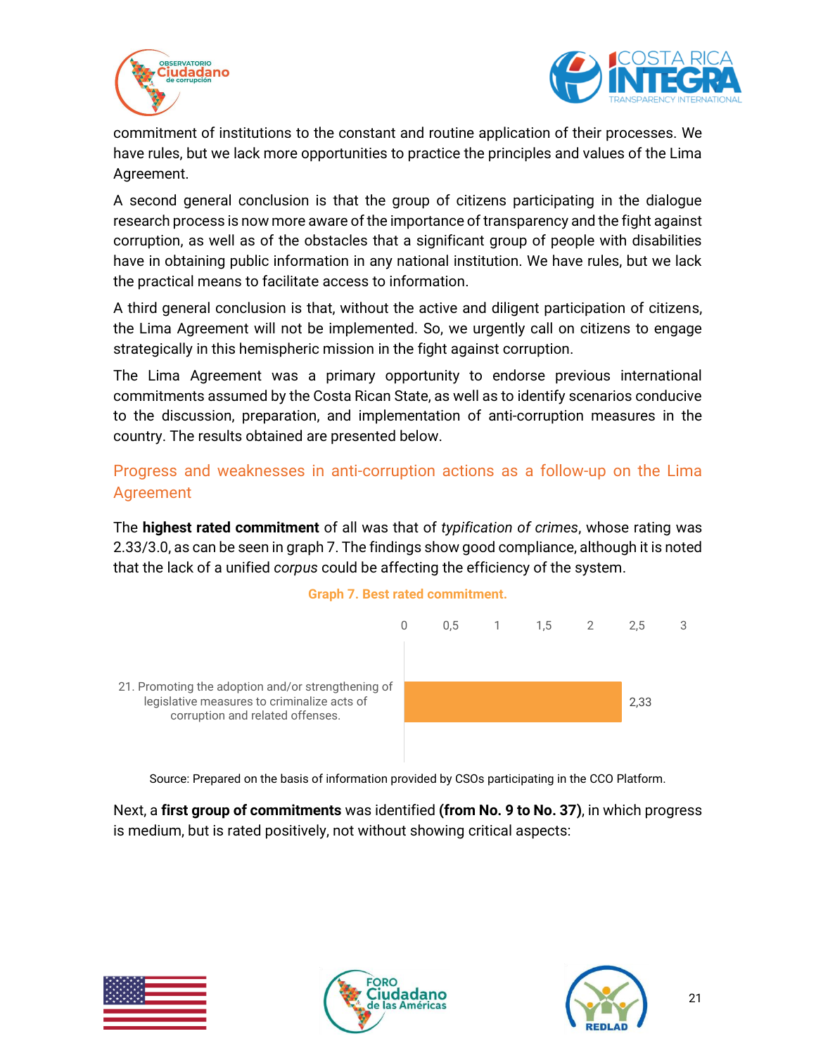commitment of institutions to the constant and routine application of their processes. We have rules, but we lack more opportunities to practice the principles and values of the Lima Agreement.

A second general conclusion is that the group of citizens participating in the dialogue research process is now more aware of the importance of transparency and the fight against corruption, as well as of the obstacles that a significant group of people with disabilities have in obtaining public information in any national institution. We have rules, but we lack the practical means to facilitate access to information.

A third general conclusion is that, without the active and diligent participation of citizens, the Lima Agreement will not be implemented. So, we urgently call on citizens to engage strategically in this hemispheric mission in the fight against corruption.

The Lima Agreement was a primary opportunity to endorse previous international commitments assumed by the Costa Rican State, as well as to identify scenarios conducive to the discussion, preparation, and implementation of anti-corruption measures in the country. The results obtained are presented below.

## Progress and weaknesses in anti-corruption actions as a follow-up on the Lima Agreement

The **highest rated commitment** of all was that of *typification of crimes*, whose rating was 2.33/3.0, as can be seen in graph 7. The findings show good compliance, although it is noted that the lack of a unified *corpus* could be affecting the efficiency of the system.

**Graph 7. Best rated commitment.**

| Commitment | Rating (0–3) |
| --- | --- |
| 21. Promoting the adoption and/or strengthening of legislative measures to criminalize acts of corruption and related offenses. | 2,33 |

Source: Prepared on the basis of information provided by CSOs participating in the CCO Platform.

Next, a **first group of commitments** was identified **(from No. 9 to No. 37)**, in which progress is medium, but is rated positively, not without showing critical aspects: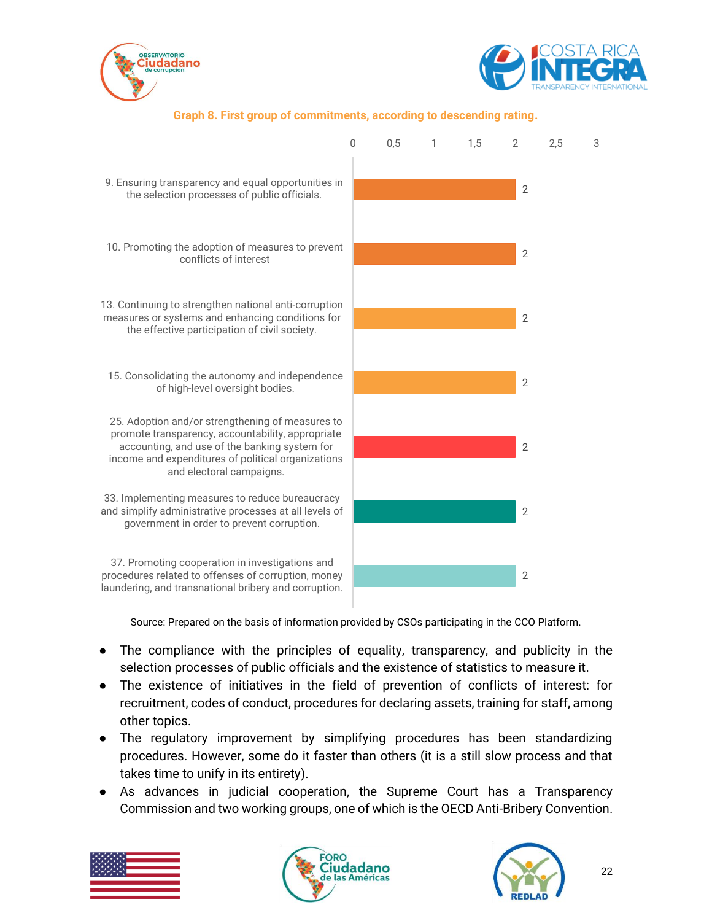**Graph 8. First group of commitments, according to descending rating.**

| Commitment | Rating |
|---|---|
| 9. Ensuring transparency and equal opportunities in the selection processes of public officials. | 2 |
| 10. Promoting the adoption of measures to prevent conflicts of interest | 2 |
| 13. Continuing to strengthen national anti-corruption measures or systems and enhancing conditions for the effective participation of civil society. | 2 |
| 15. Consolidating the autonomy and independence of high-level oversight bodies. | 2 |
| 25. Adoption and/or strengthening of measures to promote transparency, accountability, appropriate accounting, and use of the banking system for income and expenditures of political organizations and electoral campaigns. | 2 |
| 33. Implementing measures to reduce bureaucracy and simplify administrative processes at all levels of government in order to prevent corruption. | 2 |
| 37. Promoting cooperation in investigations and procedures related to offenses of corruption, money laundering, and transnational bribery and corruption. | 2 |

Source: Prepared on the basis of information provided by CSOs participating in the CCO Platform.

- The compliance with the principles of equality, transparency, and publicity in the selection processes of public officials and the existence of statistics to measure it.
- The existence of initiatives in the field of prevention of conflicts of interest: for recruitment, codes of conduct, procedures for declaring assets, training for staff, among other topics.
- The regulatory improvement by simplifying procedures has been standardizing procedures. However, some do it faster than others (it is a still slow process and that takes time to unify in its entirety).
- As advances in judicial cooperation, the Supreme Court has a Transparency Commission and two working groups, one of which is the OECD Anti-Bribery Convention.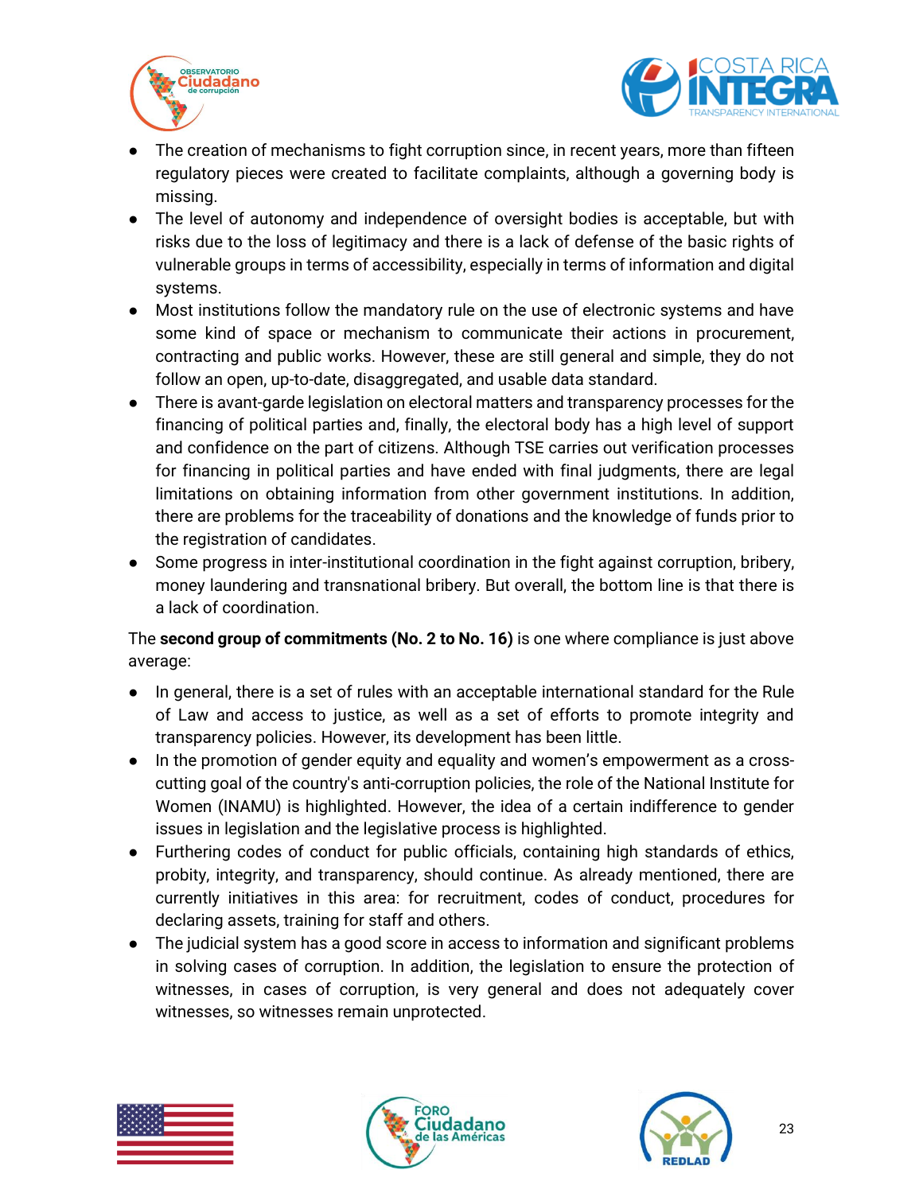- The creation of mechanisms to fight corruption since, in recent years, more than fifteen regulatory pieces were created to facilitate complaints, although a governing body is missing.
- The level of autonomy and independence of oversight bodies is acceptable, but with risks due to the loss of legitimacy and there is a lack of defense of the basic rights of vulnerable groups in terms of accessibility, especially in terms of information and digital systems.
- Most institutions follow the mandatory rule on the use of electronic systems and have some kind of space or mechanism to communicate their actions in procurement, contracting and public works. However, these are still general and simple, they do not follow an open, up-to-date, disaggregated, and usable data standard.
- There is avant-garde legislation on electoral matters and transparency processes for the financing of political parties and, finally, the electoral body has a high level of support and confidence on the part of citizens. Although TSE carries out verification processes for financing in political parties and have ended with final judgments, there are legal limitations on obtaining information from other government institutions. In addition, there are problems for the traceability of donations and the knowledge of funds prior to the registration of candidates.
- Some progress in inter-institutional coordination in the fight against corruption, bribery, money laundering and transnational bribery. But overall, the bottom line is that there is a lack of coordination.

The **second group of commitments (No. 2 to No. 16)** is one where compliance is just above average:

- In general, there is a set of rules with an acceptable international standard for the Rule of Law and access to justice, as well as a set of efforts to promote integrity and transparency policies. However, its development has been little.
- In the promotion of gender equity and equality and women's empowerment as a cross-cutting goal of the country's anti-corruption policies, the role of the National Institute for Women (INAMU) is highlighted. However, the idea of a certain indifference to gender issues in legislation and the legislative process is highlighted.
- Furthering codes of conduct for public officials, containing high standards of ethics, probity, integrity, and transparency, should continue. As already mentioned, there are currently initiatives in this area: for recruitment, codes of conduct, procedures for declaring assets, training for staff and others.
- The judicial system has a good score in access to information and significant problems in solving cases of corruption. In addition, the legislation to ensure the protection of witnesses, in cases of corruption, is very general and does not adequately cover witnesses, so witnesses remain unprotected.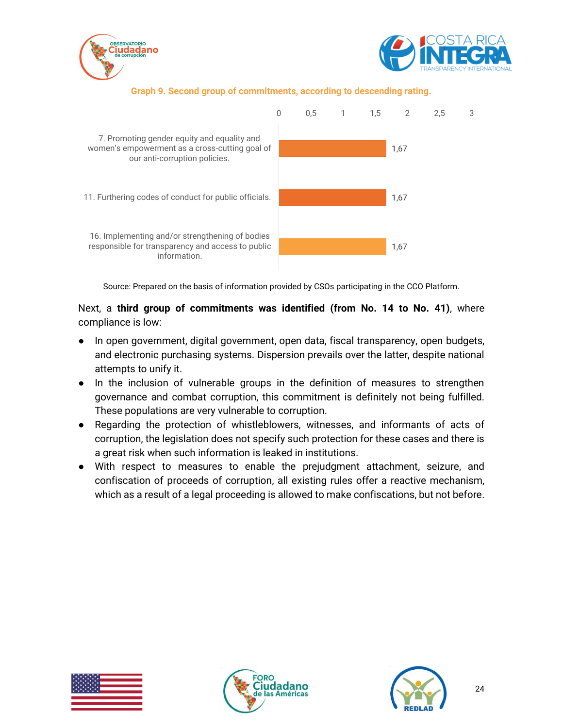**Graph 9. Second group of commitments, according to descending rating.**

| Commitment | Rating |
|---|---|
| 7. Promoting gender equity and equality and women's empowerment as a cross-cutting goal of our anti-corruption policies. | 1,67 |
| 11. Furthering codes of conduct for public officials. | 1,67 |
| 16. Implementing and/or strengthening of bodies responsible for transparency and access to public information. | 1,67 |

Source: Prepared on the basis of information provided by CSOs participating in the CCO Platform.

Next, a **third group of commitments was identified (from No. 14 to No. 41)**, where compliance is low:

- In open government, digital government, open data, fiscal transparency, open budgets, and electronic purchasing systems. Dispersion prevails over the latter, despite national attempts to unify it.
- In the inclusion of vulnerable groups in the definition of measures to strengthen governance and combat corruption, this commitment is definitely not being fulfilled. These populations are very vulnerable to corruption.
- Regarding the protection of whistleblowers, witnesses, and informants of acts of corruption, the legislation does not specify such protection for these cases and there is a great risk when such information is leaked in institutions.
- With respect to measures to enable the prejudgment attachment, seizure, and confiscation of proceeds of corruption, all existing rules offer a reactive mechanism, which as a result of a legal proceeding is allowed to make confiscations, but not before.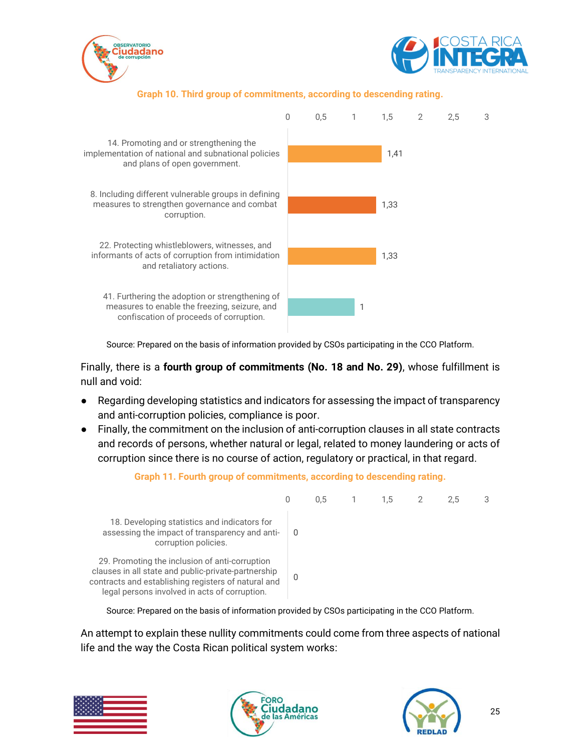**Graph 10. Third group of commitments, according to descending rating.**

| Commitment | Rating |
|---|---|
| 14. Promoting and or strengthening the implementation of national and subnational policies and plans of open government. | 1,41 |
| 8. Including different vulnerable groups in defining measures to strengthen governance and combat corruption. | 1,33 |
| 22. Protecting whistleblowers, witnesses, and informants of acts of corruption from intimidation and retaliatory actions. | 1,33 |
| 41. Furthering the adoption or strengthening of measures to enable the freezing, seizure, and confiscation of proceeds of corruption. | 1 |

Source: Prepared on the basis of information provided by CSOs participating in the CCO Platform.

Finally, there is a **fourth group of commitments (No. 18 and No. 29)**, whose fulfillment is null and void:

- Regarding developing statistics and indicators for assessing the impact of transparency and anti-corruption policies, compliance is poor.
- Finally, the commitment on the inclusion of anti-corruption clauses in all state contracts and records of persons, whether natural or legal, related to money laundering or acts of corruption since there is no course of action, regulatory or practical, in that regard.

**Graph 11. Fourth group of commitments, according to descending rating.**

| Commitment | Rating |
|---|---|
| 18. Developing statistics and indicators for assessing the impact of transparency and anti-corruption policies. | 0 |
| 29. Promoting the inclusion of anti-corruption clauses in all state and public-private-partnership contracts and establishing registers of natural and legal persons involved in acts of corruption. | 0 |

Source: Prepared on the basis of information provided by CSOs participating in the CCO Platform.

An attempt to explain these nullity commitments could come from three aspects of national life and the way the Costa Rican political system works: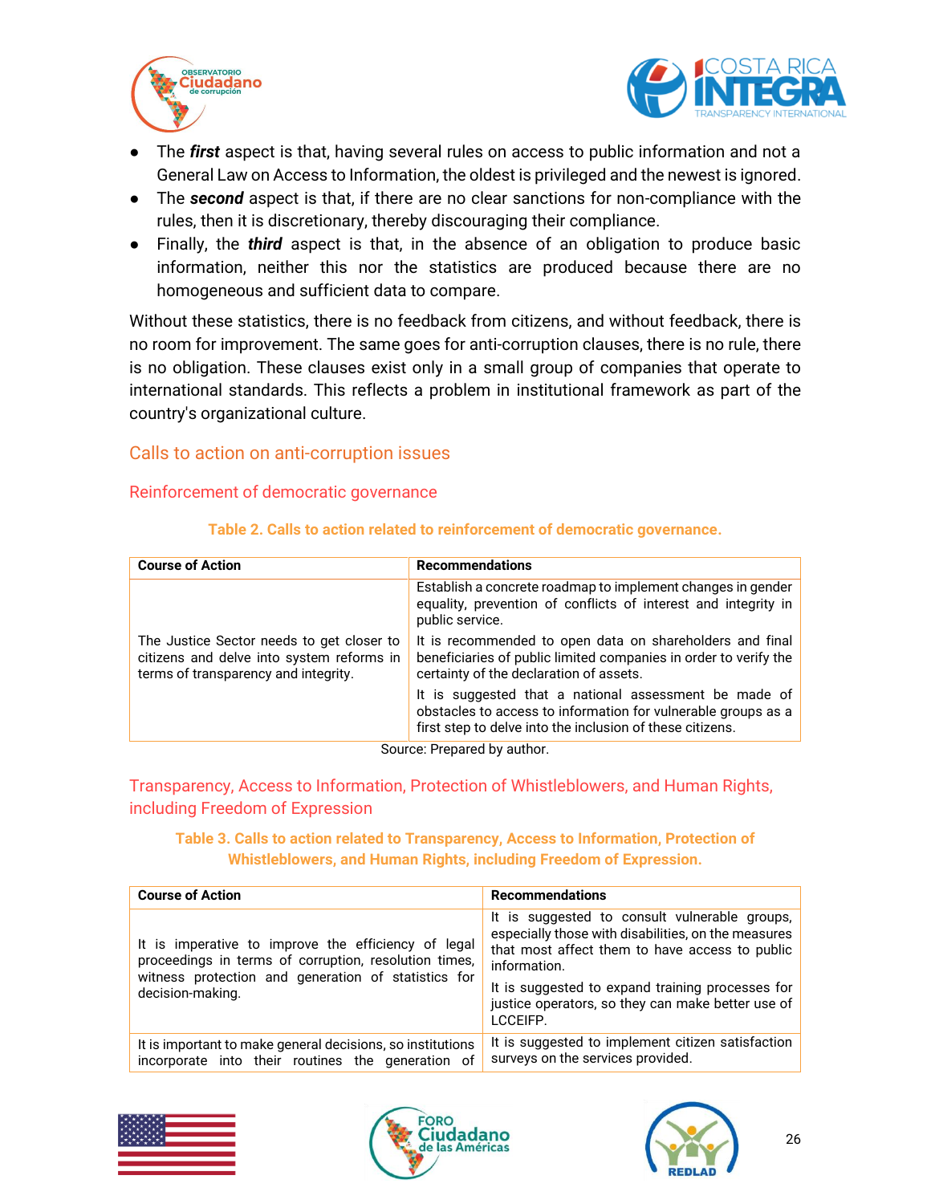- The ***first*** aspect is that, having several rules on access to public information and not a General Law on Access to Information, the oldest is privileged and the newest is ignored.
- The ***second*** aspect is that, if there are no clear sanctions for non-compliance with the rules, then it is discretionary, thereby discouraging their compliance.
- Finally, the ***third*** aspect is that, in the absence of an obligation to produce basic information, neither this nor the statistics are produced because there are no homogeneous and sufficient data to compare.

Without these statistics, there is no feedback from citizens, and without feedback, there is no room for improvement. The same goes for anti-corruption clauses, there is no rule, there is no obligation. These clauses exist only in a small group of companies that operate to international standards. This reflects a problem in institutional framework as part of the country's organizational culture.

## Calls to action on anti-corruption issues

### Reinforcement of democratic governance

**Table 2. Calls to action related to reinforcement of democratic governance.**

| Course of Action | Recommendations |
|---|---|
| The Justice Sector needs to get closer to citizens and delve into system reforms in terms of transparency and integrity. | Establish a concrete roadmap to implement changes in gender equality, prevention of conflicts of interest and integrity in public service. |
| | It is recommended to open data on shareholders and final beneficiaries of public limited companies in order to verify the certainty of the declaration of assets. |
| | It is suggested that a national assessment be made of obstacles to access to information for vulnerable groups as a first step to delve into the inclusion of these citizens. |

Source: Prepared by author.

### Transparency, Access to Information, Protection of Whistleblowers, and Human Rights, including Freedom of Expression

**Table 3. Calls to action related to Transparency, Access to Information, Protection of Whistleblowers, and Human Rights, including Freedom of Expression.**

| Course of Action | Recommendations |
|---|---|
| It is imperative to improve the efficiency of legal proceedings in terms of corruption, resolution times, witness protection and generation of statistics for decision-making. | It is suggested to consult vulnerable groups, especially those with disabilities, on the measures that most affect them to have access to public information. |
| | It is suggested to expand training processes for justice operators, so they can make better use of LCCEIFP. |
| It is important to make general decisions, so institutions incorporate into their routines the generation of | It is suggested to implement citizen satisfaction surveys on the services provided. |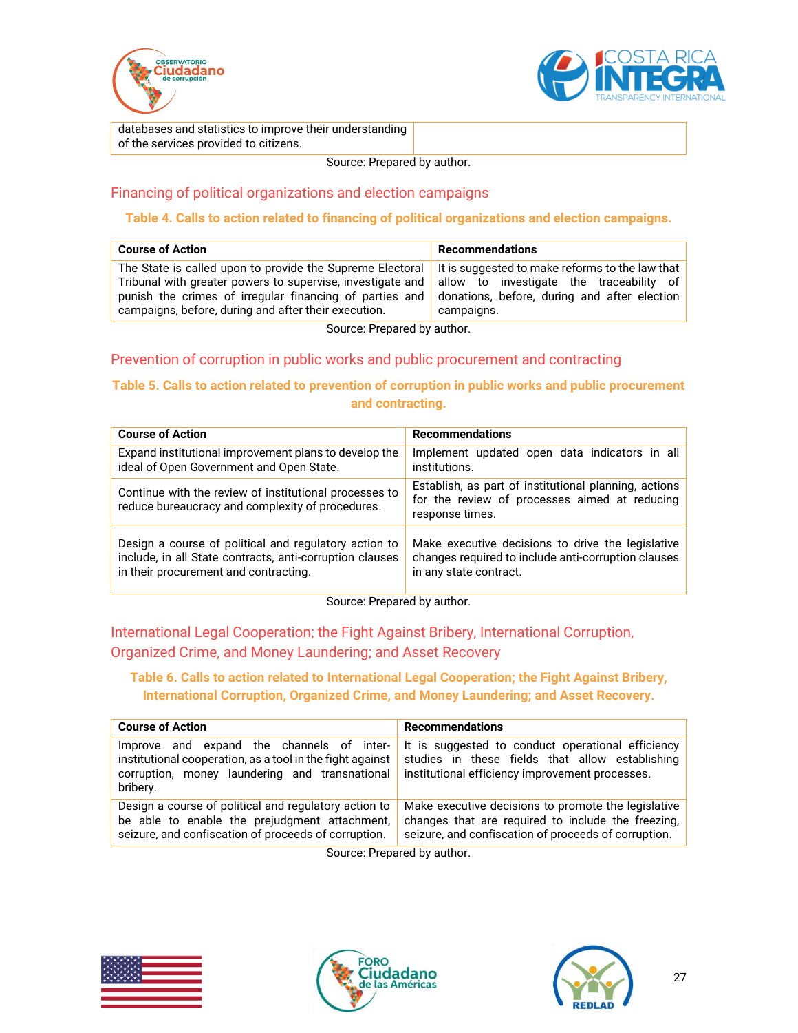| | |
|---|---|
| databases and statistics to improve their understanding of the services provided to citizens. | |

Source: Prepared by author.

## Financing of political organizations and election campaigns

**Table 4. Calls to action related to financing of political organizations and election campaigns.**

| Course of Action | Recommendations |
|---|---|
| The State is called upon to provide the Supreme Electoral Tribunal with greater powers to supervise, investigate and punish the crimes of irregular financing of parties and campaigns, before, during and after their execution. | It is suggested to make reforms to the law that allow to investigate the traceability of donations, before, during and after election campaigns. |

Source: Prepared by author.

## Prevention of corruption in public works and public procurement and contracting

**Table 5. Calls to action related to prevention of corruption in public works and public procurement and contracting.**

| Course of Action | Recommendations |
|---|---|
| Expand institutional improvement plans to develop the ideal of Open Government and Open State. | Implement updated open data indicators in all institutions. |
| Continue with the review of institutional processes to reduce bureaucracy and complexity of procedures. | Establish, as part of institutional planning, actions for the review of processes aimed at reducing response times. |
| Design a course of political and regulatory action to include, in all State contracts, anti-corruption clauses in their procurement and contracting. | Make executive decisions to drive the legislative changes required to include anti-corruption clauses in any state contract. |

Source: Prepared by author.

## International Legal Cooperation; the Fight Against Bribery, International Corruption, Organized Crime, and Money Laundering; and Asset Recovery

**Table 6. Calls to action related to International Legal Cooperation; the Fight Against Bribery, International Corruption, Organized Crime, and Money Laundering; and Asset Recovery.**

| Course of Action | Recommendations |
|---|---|
| Improve and expand the channels of inter-institutional cooperation, as a tool in the fight against corruption, money laundering and transnational bribery. | It is suggested to conduct operational efficiency studies in these fields that allow establishing institutional efficiency improvement processes. |
| Design a course of political and regulatory action to be able to enable the prejudgment attachment, seizure, and confiscation of proceeds of corruption. | Make executive decisions to promote the legislative changes that are required to include the freezing, seizure, and confiscation of proceeds of corruption. |

Source: Prepared by author.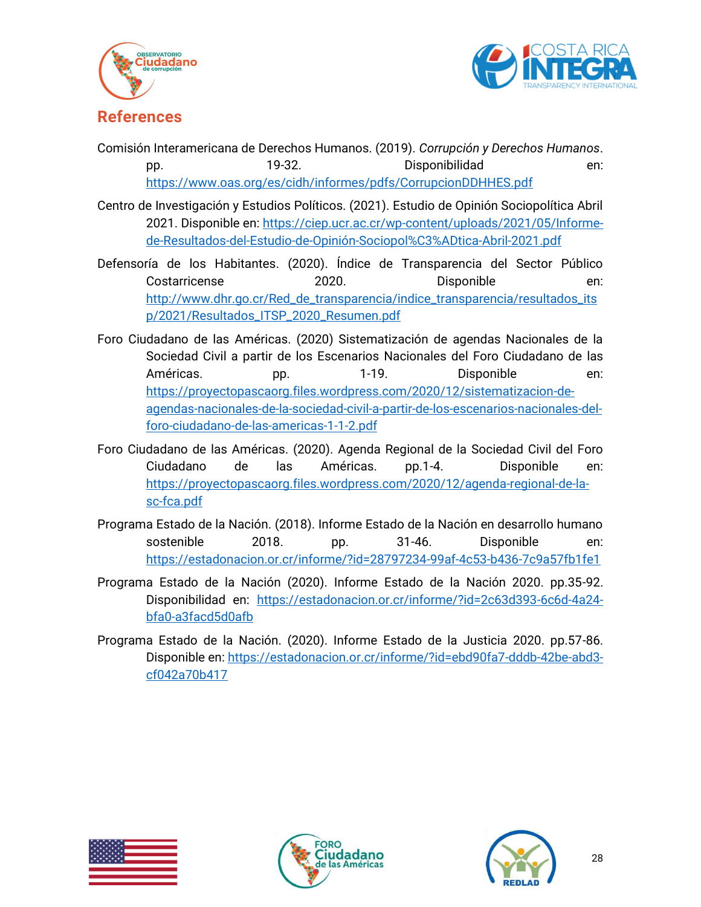## References

Comisión Interamericana de Derechos Humanos. (2019). *Corrupción y Derechos Humanos*. pp. 19-32. Disponibilidad en: https://www.oas.org/es/cidh/informes/pdfs/CorrupcionDDHHES.pdf

Centro de Investigación y Estudios Políticos. (2021). Estudio de Opinión Sociopolítica Abril 2021. Disponible en: https://ciep.ucr.ac.cr/wp-content/uploads/2021/05/Informe-de-Resultados-del-Estudio-de-Opinión-Sociopol%C3%ADtica-Abril-2021.pdf

Defensoría de los Habitantes. (2020). Índice de Transparencia del Sector Público Costarricense 2020. Disponible en: http://www.dhr.go.cr/Red_de_transparencia/indice_transparencia/resultados_itsp/2021/Resultados_ITSP_2020_Resumen.pdf

Foro Ciudadano de las Américas. (2020) Sistematización de agendas Nacionales de la Sociedad Civil a partir de los Escenarios Nacionales del Foro Ciudadano de las Américas. pp. 1-19. Disponible en: https://proyectopascaorg.files.wordpress.com/2020/12/sistematizacion-de-agendas-nacionales-de-la-sociedad-civil-a-partir-de-los-escenarios-nacionales-del-foro-ciudadano-de-las-americas-1-1-2.pdf

Foro Ciudadano de las Américas. (2020). Agenda Regional de la Sociedad Civil del Foro Ciudadano de las Américas. pp.1-4. Disponible en: https://proyectopascaorg.files.wordpress.com/2020/12/agenda-regional-de-la-sc-fca.pdf

Programa Estado de la Nación. (2018). Informe Estado de la Nación en desarrollo humano sostenible 2018. pp. 31-46. Disponible en: https://estadonacion.or.cr/informe/?id=28797234-99af-4c53-b436-7c9a57fb1fe1

Programa Estado de la Nación (2020). Informe Estado de la Nación 2020. pp.35-92. Disponibilidad en: https://estadonacion.or.cr/informe/?id=2c63d393-6c6d-4a24-bfa0-a3facd5d0afb

Programa Estado de la Nación. (2020). Informe Estado de la Justicia 2020. pp.57-86. Disponible en: https://estadonacion.or.cr/informe/?id=ebd90fa7-dddb-42be-abd3-cf042a70b417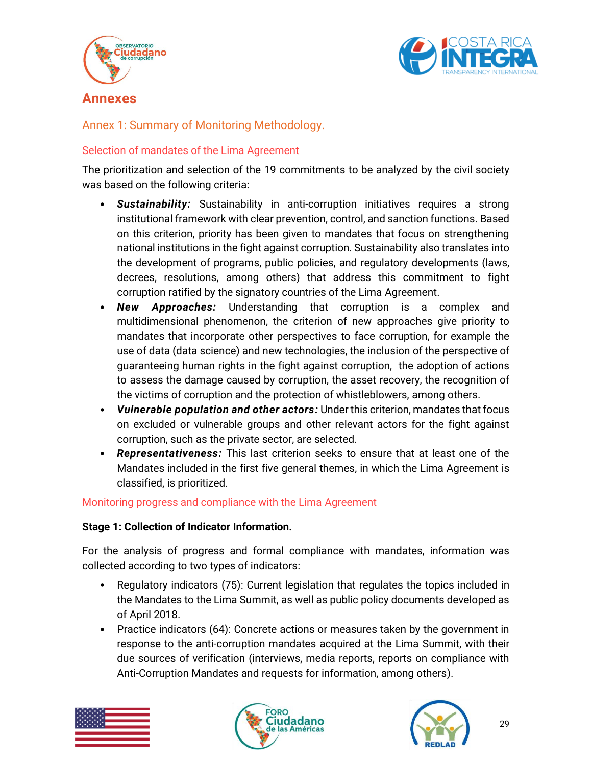# Annexes

## Annex 1: Summary of Monitoring Methodology.

### Selection of mandates of the Lima Agreement

The prioritization and selection of the 19 commitments to be analyzed by the civil society was based on the following criteria:

- ***Sustainability:*** Sustainability in anti-corruption initiatives requires a strong institutional framework with clear prevention, control, and sanction functions. Based on this criterion, priority has been given to mandates that focus on strengthening national institutions in the fight against corruption. Sustainability also translates into the development of programs, public policies, and regulatory developments (laws, decrees, resolutions, among others) that address this commitment to fight corruption ratified by the signatory countries of the Lima Agreement.
- ***New Approaches:*** Understanding that corruption is a complex and multidimensional phenomenon, the criterion of new approaches give priority to mandates that incorporate other perspectives to face corruption, for example the use of data (data science) and new technologies, the inclusion of the perspective of guaranteeing human rights in the fight against corruption, the adoption of actions to assess the damage caused by corruption, the asset recovery, the recognition of the victims of corruption and the protection of whistleblowers, among others.
- ***Vulnerable population and other actors:*** Under this criterion, mandates that focus on excluded or vulnerable groups and other relevant actors for the fight against corruption, such as the private sector, are selected.
- ***Representativeness:*** This last criterion seeks to ensure that at least one of the Mandates included in the first five general themes, in which the Lima Agreement is classified, is prioritized.

### Monitoring progress and compliance with the Lima Agreement

**Stage 1: Collection of Indicator Information.**

For the analysis of progress and formal compliance with mandates, information was collected according to two types of indicators:

- Regulatory indicators (75): Current legislation that regulates the topics included in the Mandates to the Lima Summit, as well as public policy documents developed as of April 2018.
- Practice indicators (64): Concrete actions or measures taken by the government in response to the anti-corruption mandates acquired at the Lima Summit, with their due sources of verification (interviews, media reports, reports on compliance with Anti-Corruption Mandates and requests for information, among others).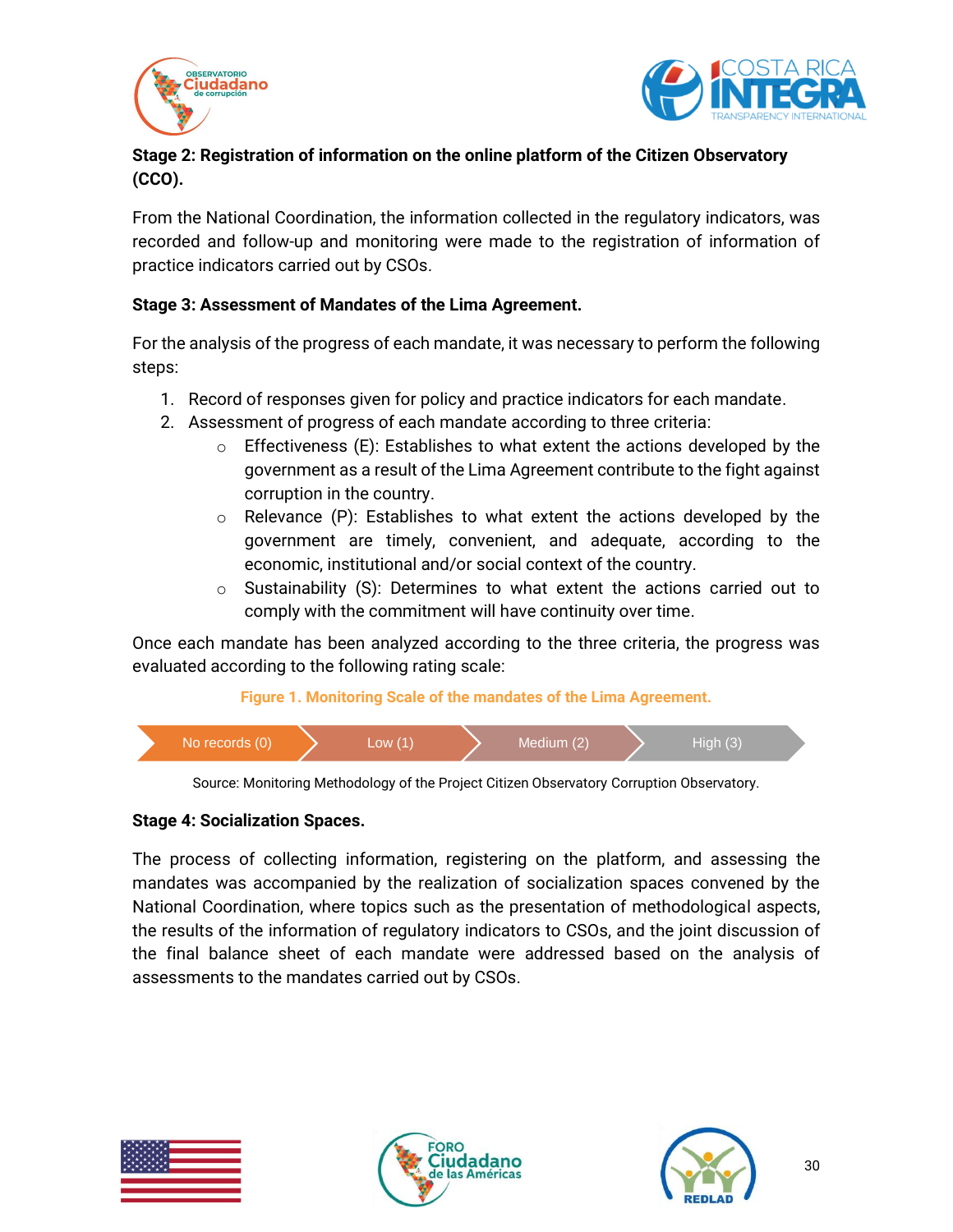**Stage 2: Registration of information on the online platform of the Citizen Observatory (CCO).**

From the National Coordination, the information collected in the regulatory indicators, was recorded and follow-up and monitoring were made to the registration of information of practice indicators carried out by CSOs.

**Stage 3: Assessment of Mandates of the Lima Agreement.**

For the analysis of the progress of each mandate, it was necessary to perform the following steps:

1. Record of responses given for policy and practice indicators for each mandate.
2. Assessment of progress of each mandate according to three criteria:
   - Effectiveness (E): Establishes to what extent the actions developed by the government as a result of the Lima Agreement contribute to the fight against corruption in the country.
   - Relevance (P): Establishes to what extent the actions developed by the government are timely, convenient, and adequate, according to the economic, institutional and/or social context of the country.
   - Sustainability (S): Determines to what extent the actions carried out to comply with the commitment will have continuity over time.

Once each mandate has been analyzed according to the three criteria, the progress was evaluated according to the following rating scale:

**Figure 1. Monitoring Scale of the mandates of the Lima Agreement.**

No records (0) → Low (1) → Medium (2) → High (3)

Source: Monitoring Methodology of the Project Citizen Observatory Corruption Observatory.

**Stage 4: Socialization Spaces.**

The process of collecting information, registering on the platform, and assessing the mandates was accompanied by the realization of socialization spaces convened by the National Coordination, where topics such as the presentation of methodological aspects, the results of the information of regulatory indicators to CSOs, and the joint discussion of the final balance sheet of each mandate were addressed based on the analysis of assessments to the mandates carried out by CSOs.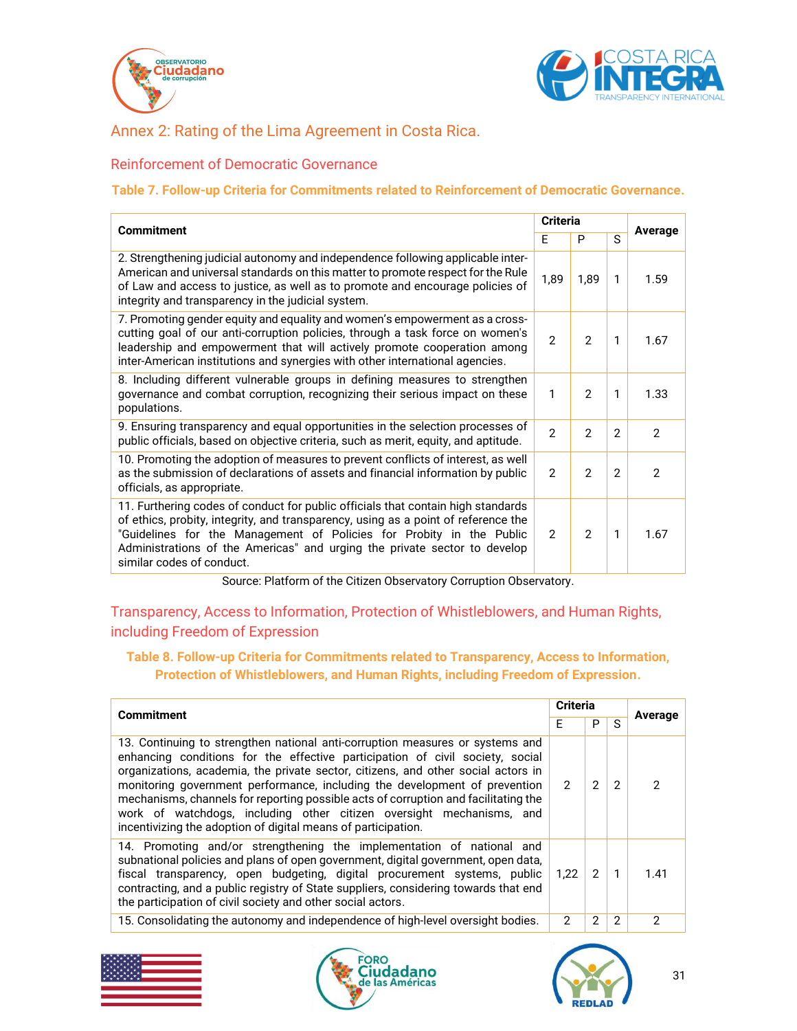## Annex 2: Rating of the Lima Agreement in Costa Rica.

### Reinforcement of Democratic Governance

**Table 7. Follow-up Criteria for Commitments related to Reinforcement of Democratic Governance.**

| Commitment | Criteria | | | Average |
|---|---|---|---|---|
| | E | P | S | |
| 2. Strengthening judicial autonomy and independence following applicable inter-American and universal standards on this matter to promote respect for the Rule of Law and access to justice, as well as to promote and encourage policies of integrity and transparency in the judicial system. | 1,89 | 1,89 | 1 | 1.59 |
| 7. Promoting gender equity and equality and women's empowerment as a cross-cutting goal of our anti-corruption policies, through a task force on women's leadership and empowerment that will actively promote cooperation among inter-American institutions and synergies with other international agencies. | 2 | 2 | 1 | 1.67 |
| 8. Including different vulnerable groups in defining measures to strengthen governance and combat corruption, recognizing their serious impact on these populations. | 1 | 2 | 1 | 1.33 |
| 9. Ensuring transparency and equal opportunities in the selection processes of public officials, based on objective criteria, such as merit, equity, and aptitude. | 2 | 2 | 2 | 2 |
| 10. Promoting the adoption of measures to prevent conflicts of interest, as well as the submission of declarations of assets and financial information by public officials, as appropriate. | 2 | 2 | 2 | 2 |
| 11. Furthering codes of conduct for public officials that contain high standards of ethics, probity, integrity, and transparency, using as a point of reference the "Guidelines for the Management of Policies for Probity in the Public Administrations of the Americas" and urging the private sector to develop similar codes of conduct. | 2 | 2 | 1 | 1.67 |

Source: Platform of the Citizen Observatory Corruption Observatory.

### Transparency, Access to Information, Protection of Whistleblowers, and Human Rights, including Freedom of Expression

**Table 8. Follow-up Criteria for Commitments related to Transparency, Access to Information, Protection of Whistleblowers, and Human Rights, including Freedom of Expression.**

| Commitment | Criteria | | | Average |
|---|---|---|---|---|
| | E | P | S | |
| 13. Continuing to strengthen national anti-corruption measures or systems and enhancing conditions for the effective participation of civil society, social organizations, academia, the private sector, citizens, and other social actors in monitoring government performance, including the development of prevention mechanisms, channels for reporting possible acts of corruption and facilitating the work of watchdogs, including other citizen oversight mechanisms, and incentivizing the adoption of digital means of participation. | 2 | 2 | 2 | 2 |
| 14. Promoting and/or strengthening the implementation of national and subnational policies and plans of open government, digital government, open data, fiscal transparency, open budgeting, digital procurement systems, public contracting, and a public registry of State suppliers, considering towards that end the participation of civil society and other social actors. | 1,22 | 2 | 1 | 1.41 |
| 15. Consolidating the autonomy and independence of high-level oversight bodies. | 2 | 2 | 2 | 2 |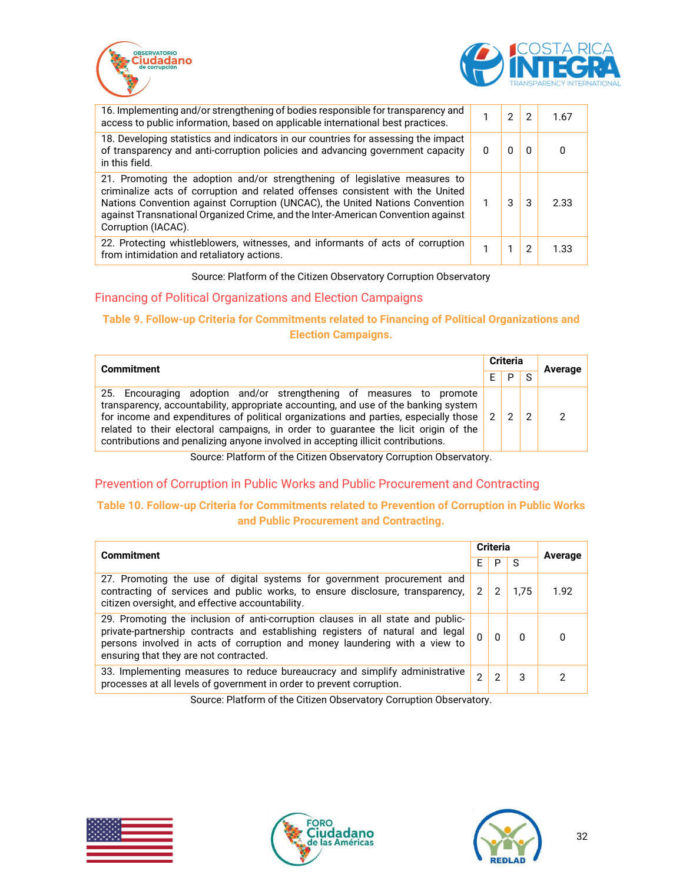| Commitment | E | P | S | Average |
|---|---|---|---|---|
| 16. Implementing and/or strengthening of bodies responsible for transparency and access to public information, based on applicable international best practices. | 1 | 2 | 2 | 1.67 |
| 18. Developing statistics and indicators in our countries for assessing the impact of transparency and anti-corruption policies and advancing government capacity in this field. | 0 | 0 | 0 | 0 |
| 21. Promoting the adoption and/or strengthening of legislative measures to criminalize acts of corruption and related offenses consistent with the United Nations Convention against Corruption (UNCAC), the United Nations Convention against Transnational Organized Crime, and the Inter-American Convention against Corruption (IACAC). | 1 | 3 | 3 | 2.33 |
| 22. Protecting whistleblowers, witnesses, and informants of acts of corruption from intimidation and retaliatory actions. | 1 | 1 | 2 | 1.33 |

Source: Platform of the Citizen Observatory Corruption Observatory

## Financing of Political Organizations and Election Campaigns

### Table 9. Follow-up Criteria for Commitments related to Financing of Political Organizations and Election Campaigns.

| Commitment | Criteria | | | Average |
|---|---|---|---|---|
| | E | P | S | |
| 25. Encouraging adoption and/or strengthening of measures to promote transparency, accountability, appropriate accounting, and use of the banking system for income and expenditures of political organizations and parties, especially those related to their electoral campaigns, in order to guarantee the licit origin of the contributions and penalizing anyone involved in accepting illicit contributions. | 2 | 2 | 2 | 2 |

Source: Platform of the Citizen Observatory Corruption Observatory.

## Prevention of Corruption in Public Works and Public Procurement and Contracting

### Table 10. Follow-up Criteria for Commitments related to Prevention of Corruption in Public Works and Public Procurement and Contracting.

| Commitment | Criteria | | | Average |
|---|---|---|---|---|
| | E | P | S | |
| 27. Promoting the use of digital systems for government procurement and contracting of services and public works, to ensure disclosure, transparency, citizen oversight, and effective accountability. | 2 | 2 | 1,75 | 1.92 |
| 29. Promoting the inclusion of anti-corruption clauses in all state and public-private-partnership contracts and establishing registers of natural and legal persons involved in acts of corruption and money laundering with a view to ensuring that they are not contracted. | 0 | 0 | 0 | 0 |
| 33. Implementing measures to reduce bureaucracy and simplify administrative processes at all levels of government in order to prevent corruption. | 2 | 2 | 3 | 2 |

Source: Platform of the Citizen Observatory Corruption Observatory.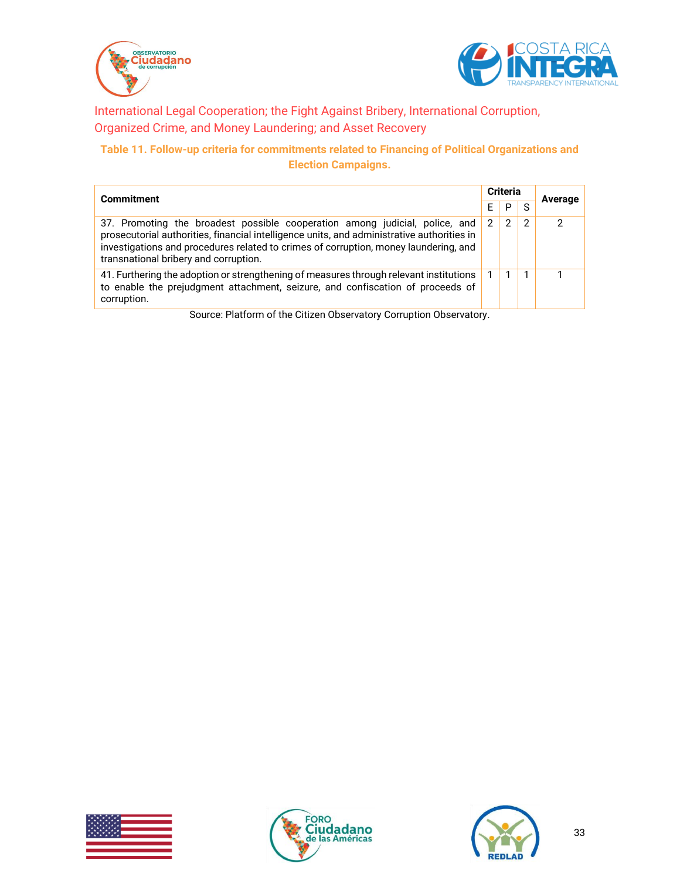## International Legal Cooperation; the Fight Against Bribery, International Corruption, Organized Crime, and Money Laundering; and Asset Recovery

**Table 11. Follow-up criteria for commitments related to Financing of Political Organizations and Election Campaigns.**

| Commitment | Criteria | | | Average |
|---|---|---|---|---|
| | E | P | S | |
| 37. Promoting the broadest possible cooperation among judicial, police, and prosecutorial authorities, financial intelligence units, and administrative authorities in investigations and procedures related to crimes of corruption, money laundering, and transnational bribery and corruption. | 2 | 2 | 2 | 2 |
| 41. Furthering the adoption or strengthening of measures through relevant institutions to enable the prejudgment attachment, seizure, and confiscation of proceeds of corruption. | 1 | 1 | 1 | 1 |

Source: Platform of the Citizen Observatory Corruption Observatory.